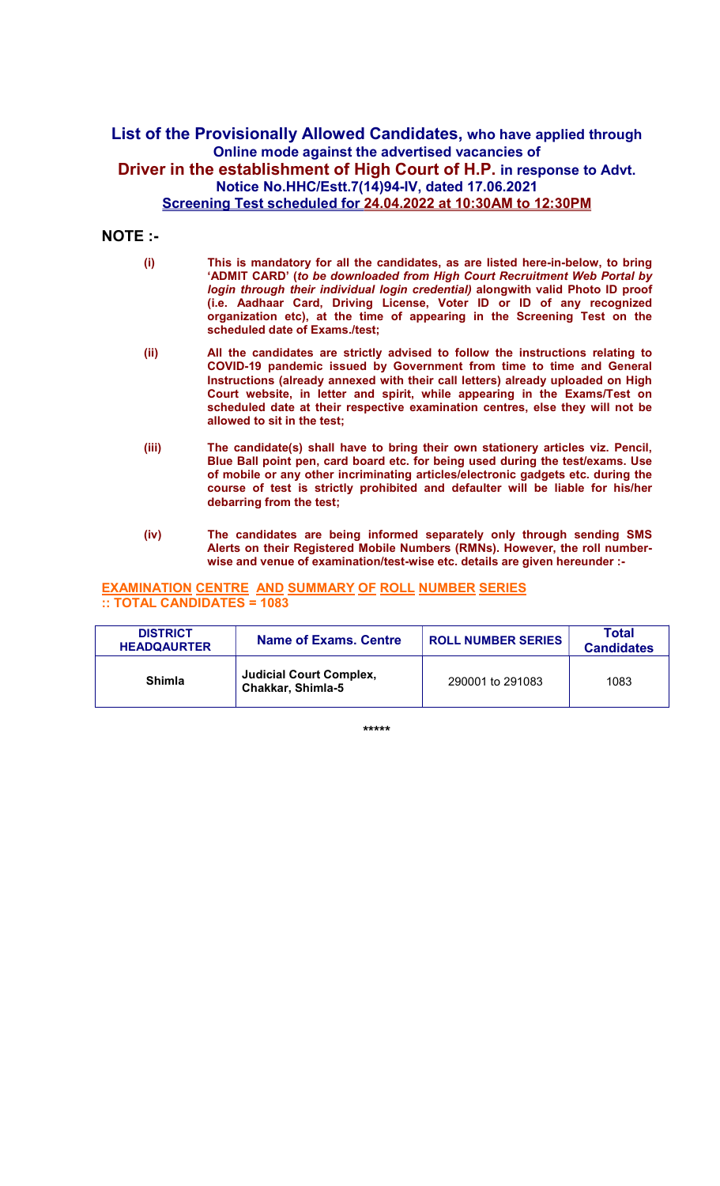## List of the Provisionally Allowed Candidates, who have applied through Online mode against the advertised vacancies of

## Driver in the establishment of High Court of H.P. in response to Advt. Notice No.HHC/Estt.7(14)94-IV, dated 17.06.2021

## Screening Test scheduled for 24.04.2022 at 10:30AM to 12:30PM

### NOTE :-

**(i)** **This is mandatory for all the candidates, as are listed here-in-below, to bring 'ADMIT CARD' (*to be downloaded from High Court Recruitment Web Portal by login through their individual login credential*) alongwith valid Photo ID proof (i.e. Aadhaar Card, Driving License, Voter ID or ID of any recognized organization etc), at the time of appearing in the Screening Test on the scheduled date of Exams./test;**

**(ii)** **All the candidates are strictly advised to follow the instructions relating to COVID-19 pandemic issued by Government from time to time and General Instructions (already annexed with their call letters) already uploaded on High Court website, in letter and spirit, while appearing in the Exams/Test on scheduled date at their respective examination centres, else they will not be allowed to sit in the test;**

**(iii)** **The candidate(s) shall have to bring their own stationery articles viz. Pencil, Blue Ball point pen, card board etc. for being used during the test/exams. Use of mobile or any other incriminating articles/electronic gadgets etc. during the course of test is strictly prohibited and defaulter will be liable for his/her debarring from the test;**

**(iv)** **The candidates are being informed separately only through sending SMS Alerts on their Registered Mobile Numbers (RMNs). However, the roll number-wise and venue of examination/test-wise etc. details are given hereunder :-**

**EXAMINATION CENTRE AND SUMMARY OF ROLL NUMBER SERIES :: TOTAL CANDIDATES = 1083**

| DISTRICT HEADQAURTER | Name of Exams. Centre | ROLL NUMBER SERIES | Total Candidates |
|---|---|---|---|
| Shimla | Judicial Court Complex, Chakkar, Shimla-5 | 290001 to 291083 | 1083 |

\*\*\*\*\*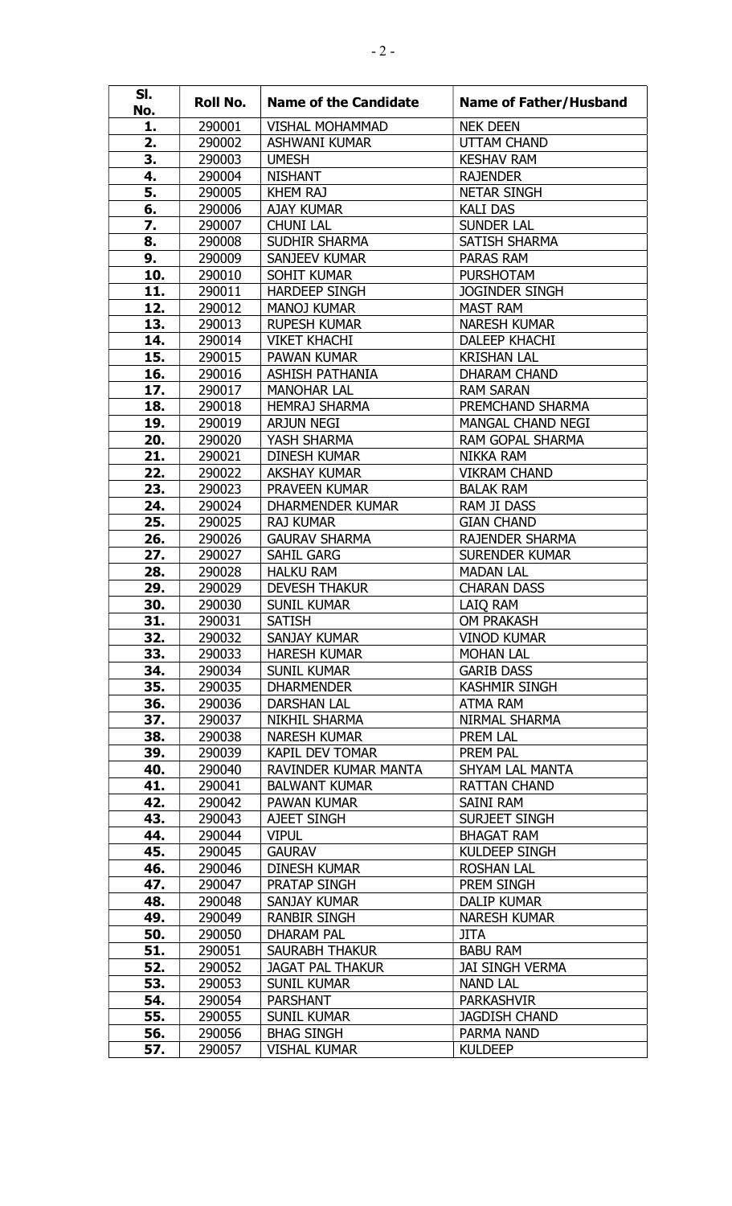| Sl. No. | Roll No. | Name of the Candidate | Name of Father/Husband |
|---|---|---|---|
| **1.** | 290001 | VISHAL MOHAMMAD | NEK DEEN |
| **2.** | 290002 | ASHWANI KUMAR | UTTAM CHAND |
| **3.** | 290003 | UMESH | KESHAV RAM |
| **4.** | 290004 | NISHANT | RAJENDER |
| **5.** | 290005 | KHEM RAJ | NETAR SINGH |
| **6.** | 290006 | AJAY KUMAR | KALI DAS |
| **7.** | 290007 | CHUNI LAL | SUNDER LAL |
| **8.** | 290008 | SUDHIR SHARMA | SATISH SHARMA |
| **9.** | 290009 | SANJEEV KUMAR | PARAS RAM |
| **10.** | 290010 | SOHIT KUMAR | PURSHOTAM |
| **11.** | 290011 | HARDEEP SINGH | JOGINDER SINGH |
| **12.** | 290012 | MANOJ KUMAR | MAST RAM |
| **13.** | 290013 | RUPESH KUMAR | NARESH KUMAR |
| **14.** | 290014 | VIKET KHACHI | DALEEP KHACHI |
| **15.** | 290015 | PAWAN KUMAR | KRISHAN LAL |
| **16.** | 290016 | ASHISH PATHANIA | DHARAM CHAND |
| **17.** | 290017 | MANOHAR LAL | RAM SARAN |
| **18.** | 290018 | HEMRAJ SHARMA | PREMCHAND SHARMA |
| **19.** | 290019 | ARJUN NEGI | MANGAL CHAND NEGI |
| **20.** | 290020 | YASH SHARMA | RAM GOPAL SHARMA |
| **21.** | 290021 | DINESH KUMAR | NIKKA RAM |
| **22.** | 290022 | AKSHAY KUMAR | VIKRAM CHAND |
| **23.** | 290023 | PRAVEEN KUMAR | BALAK RAM |
| **24.** | 290024 | DHARMENDER KUMAR | RAM JI DASS |
| **25.** | 290025 | RAJ KUMAR | GIAN CHAND |
| **26.** | 290026 | GAURAV SHARMA | RAJENDER SHARMA |
| **27.** | 290027 | SAHIL GARG | SURENDER KUMAR |
| **28.** | 290028 | HALKU RAM | MADAN LAL |
| **29.** | 290029 | DEVESH THAKUR | CHARAN DASS |
| **30.** | 290030 | SUNIL KUMAR | LAIQ RAM |
| **31.** | 290031 | SATISH | OM PRAKASH |
| **32.** | 290032 | SANJAY KUMAR | VINOD KUMAR |
| **33.** | 290033 | HARESH KUMAR | MOHAN LAL |
| **34.** | 290034 | SUNIL KUMAR | GARIB DASS |
| **35.** | 290035 | DHARMENDER | KASHMIR SINGH |
| **36.** | 290036 | DARSHAN LAL | ATMA RAM |
| **37.** | 290037 | NIKHIL SHARMA | NIRMAL SHARMA |
| **38.** | 290038 | NARESH KUMAR | PREM LAL |
| **39.** | 290039 | KAPIL DEV TOMAR | PREM PAL |
| **40.** | 290040 | RAVINDER KUMAR MANTA | SHYAM LAL MANTA |
| **41.** | 290041 | BALWANT KUMAR | RATTAN CHAND |
| **42.** | 290042 | PAWAN KUMAR | SAINI RAM |
| **43.** | 290043 | AJEET SINGH | SURJEET SINGH |
| **44.** | 290044 | VIPUL | BHAGAT RAM |
| **45.** | 290045 | GAURAV | KULDEEP SINGH |
| **46.** | 290046 | DINESH KUMAR | ROSHAN LAL |
| **47.** | 290047 | PRATAP SINGH | PREM SINGH |
| **48.** | 290048 | SANJAY KUMAR | DALIP KUMAR |
| **49.** | 290049 | RANBIR SINGH | NARESH KUMAR |
| **50.** | 290050 | DHARAM PAL | JITA |
| **51.** | 290051 | SAURABH THAKUR | BABU RAM |
| **52.** | 290052 | JAGAT PAL THAKUR | JAI SINGH VERMA |
| **53.** | 290053 | SUNIL KUMAR | NAND LAL |
| **54.** | 290054 | PARSHANT | PARKASHVIR |
| **55.** | 290055 | SUNIL KUMAR | JAGDISH CHAND |
| **56.** | 290056 | BHAG SINGH | PARMA NAND |
| **57.** | 290057 | VISHAL KUMAR | KULDEEP |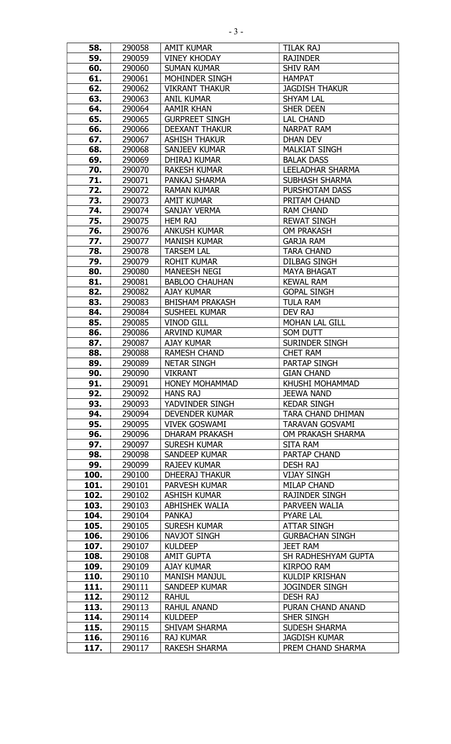| 58. | 290058 | AMIT KUMAR | TILAK RAJ |
|---|---|---|---|
| 59. | 290059 | VINEY KHODAY | RAJINDER |
| 60. | 290060 | SUMAN KUMAR | SHIV RAM |
| 61. | 290061 | MOHINDER SINGH | HAMPAT |
| 62. | 290062 | VIKRANT THAKUR | JAGDISH THAKUR |
| 63. | 290063 | ANIL KUMAR | SHYAM LAL |
| 64. | 290064 | AAMIR KHAN | SHER DEEN |
| 65. | 290065 | GURPREET SINGH | LAL CHAND |
| 66. | 290066 | DEEXANT THAKUR | NARPAT RAM |
| 67. | 290067 | ASHISH THAKUR | DHAN DEV |
| 68. | 290068 | SANJEEV KUMAR | MALKIAT SINGH |
| 69. | 290069 | DHIRAJ KUMAR | BALAK DASS |
| 70. | 290070 | RAKESH KUMAR | LEELADHAR SHARMA |
| 71. | 290071 | PANKAJ SHARMA | SUBHASH SHARMA |
| 72. | 290072 | RAMAN KUMAR | PURSHOTAM DASS |
| 73. | 290073 | AMIT KUMAR | PRITAM CHAND |
| 74. | 290074 | SANJAY VERMA | RAM CHAND |
| 75. | 290075 | HEM RAJ | REWAT SINGH |
| 76. | 290076 | ANKUSH KUMAR | OM PRAKASH |
| 77. | 290077 | MANISH KUMAR | GARJA RAM |
| 78. | 290078 | TARSEM LAL | TARA CHAND |
| 79. | 290079 | ROHIT KUMAR | DILBAG SINGH |
| 80. | 290080 | MANEESH NEGI | MAYA BHAGAT |
| 81. | 290081 | BABLOO CHAUHAN | KEWAL RAM |
| 82. | 290082 | AJAY KUMAR | GOPAL SINGH |
| 83. | 290083 | BHISHAM PRAKASH | TULA RAM |
| 84. | 290084 | SUSHEEL KUMAR | DEV RAJ |
| 85. | 290085 | VINOD GILL | MOHAN LAL GILL |
| 86. | 290086 | ARVIND KUMAR | SOM DUTT |
| 87. | 290087 | AJAY KUMAR | SURINDER SINGH |
| 88. | 290088 | RAMESH CHAND | CHET RAM |
| 89. | 290089 | NETAR SINGH | PARTAP SINGH |
| 90. | 290090 | VIKRANT | GIAN CHAND |
| 91. | 290091 | HONEY MOHAMMAD | KHUSHI MOHAMMAD |
| 92. | 290092 | HANS RAJ | JEEWA NAND |
| 93. | 290093 | YADVINDER SINGH | KEDAR SINGH |
| 94. | 290094 | DEVENDER KUMAR | TARA CHAND DHIMAN |
| 95. | 290095 | VIVEK GOSWAMI | TARAVAN GOSVAMI |
| 96. | 290096 | DHARAM PRAKASH | OM PRAKASH SHARMA |
| 97. | 290097 | SURESH KUMAR | SITA RAM |
| 98. | 290098 | SANDEEP KUMAR | PARTAP CHAND |
| 99. | 290099 | RAJEEV KUMAR | DESH RAJ |
| 100. | 290100 | DHEERAJ THAKUR | VIJAY SINGH |
| 101. | 290101 | PARVESH KUMAR | MILAP CHAND |
| 102. | 290102 | ASHISH KUMAR | RAJINDER SINGH |
| 103. | 290103 | ABHISHEK WALIA | PARVEEN WALIA |
| 104. | 290104 | PANKAJ | PYARE LAL |
| 105. | 290105 | SURESH KUMAR | ATTAR SINGH |
| 106. | 290106 | NAVJOT SINGH | GURBACHAN SINGH |
| 107. | 290107 | KULDEEP | JEET RAM |
| 108. | 290108 | AMIT GUPTA | SH RADHESHYAM GUPTA |
| 109. | 290109 | AJAY KUMAR | KIRPOO RAM |
| 110. | 290110 | MANISH MANJUL | KULDIP KRISHAN |
| 111. | 290111 | SANDEEP KUMAR | JOGINDER SINGH |
| 112. | 290112 | RAHUL | DESH RAJ |
| 113. | 290113 | RAHUL ANAND | PURAN CHAND ANAND |
| 114. | 290114 | KULDEEP | SHER SINGH |
| 115. | 290115 | SHIVAM SHARMA | SUDESH SHARMA |
| 116. | 290116 | RAJ KUMAR | JAGDISH KUMAR |
| 117. | 290117 | RAKESH SHARMA | PREM CHAND SHARMA |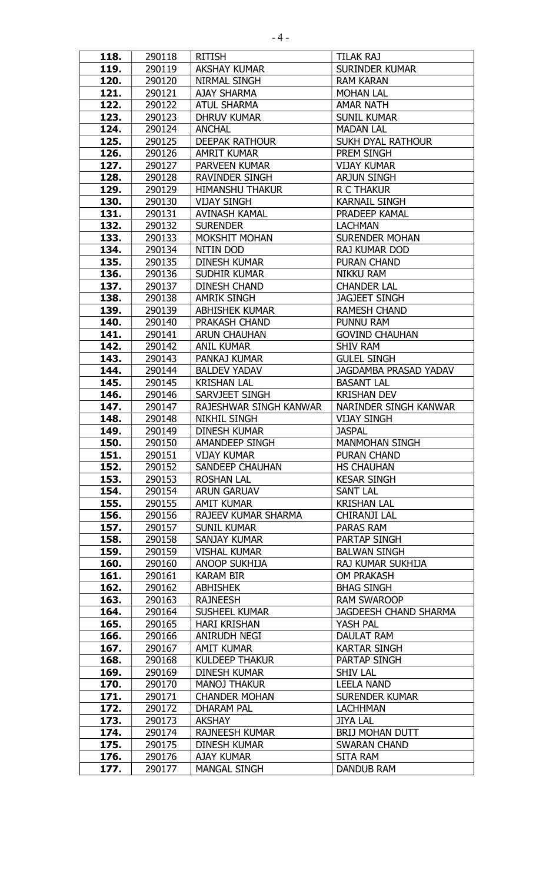| | | | |
|---|---|---|---|
| **118.** | 290118 | RITISH | TILAK RAJ |
| **119.** | 290119 | AKSHAY KUMAR | SURINDER KUMAR |
| **120.** | 290120 | NIRMAL SINGH | RAM KARAN |
| **121.** | 290121 | AJAY SHARMA | MOHAN LAL |
| **122.** | 290122 | ATUL SHARMA | AMAR NATH |
| **123.** | 290123 | DHRUV KUMAR | SUNIL KUMAR |
| **124.** | 290124 | ANCHAL | MADAN LAL |
| **125.** | 290125 | DEEPAK RATHOUR | SUKH DYAL RATHOUR |
| **126.** | 290126 | AMRIT KUMAR | PREM SINGH |
| **127.** | 290127 | PARVEEN KUMAR | VIJAY KUMAR |
| **128.** | 290128 | RAVINDER SINGH | ARJUN SINGH |
| **129.** | 290129 | HIMANSHU THAKUR | R C THAKUR |
| **130.** | 290130 | VIJAY SINGH | KARNAIL SINGH |
| **131.** | 290131 | AVINASH KAMAL | PRADEEP KAMAL |
| **132.** | 290132 | SURENDER | LACHMAN |
| **133.** | 290133 | MOKSHIT MOHAN | SURENDER MOHAN |
| **134.** | 290134 | NITIN DOD | RAJ KUMAR DOD |
| **135.** | 290135 | DINESH KUMAR | PURAN CHAND |
| **136.** | 290136 | SUDHIR KUMAR | NIKKU RAM |
| **137.** | 290137 | DINESH CHAND | CHANDER LAL |
| **138.** | 290138 | AMRIK SINGH | JAGJEET SINGH |
| **139.** | 290139 | ABHISHEK KUMAR | RAMESH CHAND |
| **140.** | 290140 | PRAKASH CHAND | PUNNU RAM |
| **141.** | 290141 | ARUN CHAUHAN | GOVIND CHAUHAN |
| **142.** | 290142 | ANIL KUMAR | SHIV RAM |
| **143.** | 290143 | PANKAJ KUMAR | GULEL SINGH |
| **144.** | 290144 | BALDEV YADAV | JAGDAMBA PRASAD YADAV |
| **145.** | 290145 | KRISHAN LAL | BASANT LAL |
| **146.** | 290146 | SARVJEET SINGH | KRISHAN DEV |
| **147.** | 290147 | RAJESHWAR SINGH KANWAR | NARINDER SINGH KANWAR |
| **148.** | 290148 | NIKHIL SINGH | VIJAY SINGH |
| **149.** | 290149 | DINESH KUMAR | JASPAL |
| **150.** | 290150 | AMANDEEP SINGH | MANMOHAN SINGH |
| **151.** | 290151 | VIJAY KUMAR | PURAN CHAND |
| **152.** | 290152 | SANDEEP CHAUHAN | HS CHAUHAN |
| **153.** | 290153 | ROSHAN LAL | KESAR SINGH |
| **154.** | 290154 | ARUN GARUAV | SANT LAL |
| **155.** | 290155 | AMIT KUMAR | KRISHAN LAL |
| **156.** | 290156 | RAJEEV KUMAR SHARMA | CHIRANJI LAL |
| **157.** | 290157 | SUNIL KUMAR | PARAS RAM |
| **158.** | 290158 | SANJAY KUMAR | PARTAP SINGH |
| **159.** | 290159 | VISHAL KUMAR | BALWAN SINGH |
| **160.** | 290160 | ANOOP SUKHIJA | RAJ KUMAR SUKHIJA |
| **161.** | 290161 | KARAM BIR | OM PRAKASH |
| **162.** | 290162 | ABHISHEK | BHAG SINGH |
| **163.** | 290163 | RAJNEESH | RAM SWAROOP |
| **164.** | 290164 | SUSHEEL KUMAR | JAGDEESH CHAND SHARMA |
| **165.** | 290165 | HARI KRISHAN | YASH PAL |
| **166.** | 290166 | ANIRUDH NEGI | DAULAT RAM |
| **167.** | 290167 | AMIT KUMAR | KARTAR SINGH |
| **168.** | 290168 | KULDEEP THAKUR | PARTAP SINGH |
| **169.** | 290169 | DINESH KUMAR | SHIV LAL |
| **170.** | 290170 | MANOJ THAKUR | LEELA NAND |
| **171.** | 290171 | CHANDER MOHAN | SURENDER KUMAR |
| **172.** | 290172 | DHARAM PAL | LACHHMAN |
| **173.** | 290173 | AKSHAY | JIYA LAL |
| **174.** | 290174 | RAJNEESH KUMAR | BRIJ MOHAN DUTT |
| **175.** | 290175 | DINESH KUMAR | SWARAN CHAND |
| **176.** | 290176 | AJAY KUMAR | SITA RAM |
| **177.** | 290177 | MANGAL SINGH | DANDUB RAM |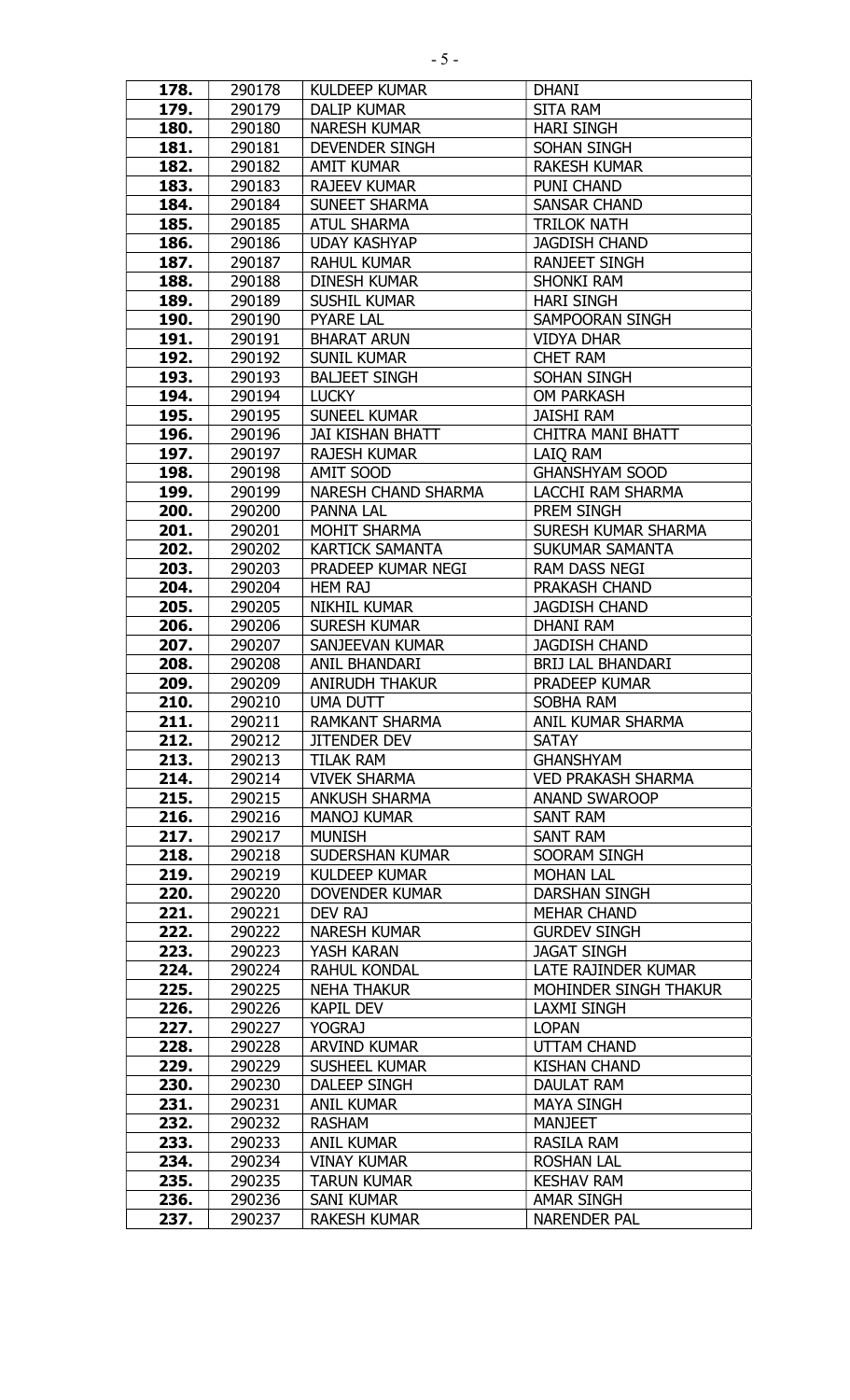| 178. | 290178 | KULDEEP KUMAR | DHANI |
|---|---|---|---|
| 179. | 290179 | DALIP KUMAR | SITA RAM |
| 180. | 290180 | NARESH KUMAR | HARI SINGH |
| 181. | 290181 | DEVENDER SINGH | SOHAN SINGH |
| 182. | 290182 | AMIT KUMAR | RAKESH KUMAR |
| 183. | 290183 | RAJEEV KUMAR | PUNI CHAND |
| 184. | 290184 | SUNEET SHARMA | SANSAR CHAND |
| 185. | 290185 | ATUL SHARMA | TRILOK NATH |
| 186. | 290186 | UDAY KASHYAP | JAGDISH CHAND |
| 187. | 290187 | RAHUL KUMAR | RANJEET SINGH |
| 188. | 290188 | DINESH KUMAR | SHONKI RAM |
| 189. | 290189 | SUSHIL KUMAR | HARI SINGH |
| 190. | 290190 | PYARE LAL | SAMPOORAN SINGH |
| 191. | 290191 | BHARAT ARUN | VIDYA DHAR |
| 192. | 290192 | SUNIL KUMAR | CHET RAM |
| 193. | 290193 | BALJEET SINGH | SOHAN SINGH |
| 194. | 290194 | LUCKY | OM PARKASH |
| 195. | 290195 | SUNEEL KUMAR | JAISHI RAM |
| 196. | 290196 | JAI KISHAN BHATT | CHITRA MANI BHATT |
| 197. | 290197 | RAJESH KUMAR | LAIQ RAM |
| 198. | 290198 | AMIT SOOD | GHANSHYAM SOOD |
| 199. | 290199 | NARESH CHAND SHARMA | LACCHI RAM SHARMA |
| 200. | 290200 | PANNA LAL | PREM SINGH |
| 201. | 290201 | MOHIT SHARMA | SURESH KUMAR SHARMA |
| 202. | 290202 | KARTICK SAMANTA | SUKUMAR SAMANTA |
| 203. | 290203 | PRADEEP KUMAR NEGI | RAM DASS NEGI |
| 204. | 290204 | HEM RAJ | PRAKASH CHAND |
| 205. | 290205 | NIKHIL KUMAR | JAGDISH CHAND |
| 206. | 290206 | SURESH KUMAR | DHANI RAM |
| 207. | 290207 | SANJEEVAN KUMAR | JAGDISH CHAND |
| 208. | 290208 | ANIL BHANDARI | BRIJ LAL BHANDARI |
| 209. | 290209 | ANIRUDH THAKUR | PRADEEP KUMAR |
| 210. | 290210 | UMA DUTT | SOBHA RAM |
| 211. | 290211 | RAMKANT SHARMA | ANIL KUMAR SHARMA |
| 212. | 290212 | JITENDER DEV | SATAY |
| 213. | 290213 | TILAK RAM | GHANSHYAM |
| 214. | 290214 | VIVEK SHARMA | VED PRAKASH SHARMA |
| 215. | 290215 | ANKUSH SHARMA | ANAND SWAROOP |
| 216. | 290216 | MANOJ KUMAR | SANT RAM |
| 217. | 290217 | MUNISH | SANT RAM |
| 218. | 290218 | SUDERSHAN KUMAR | SOORAM SINGH |
| 219. | 290219 | KULDEEP KUMAR | MOHAN LAL |
| 220. | 290220 | DOVENDER KUMAR | DARSHAN SINGH |
| 221. | 290221 | DEV RAJ | MEHAR CHAND |
| 222. | 290222 | NARESH KUMAR | GURDEV SINGH |
| 223. | 290223 | YASH KARAN | JAGAT SINGH |
| 224. | 290224 | RAHUL KONDAL | LATE RAJINDER KUMAR |
| 225. | 290225 | NEHA THAKUR | MOHINDER SINGH THAKUR |
| 226. | 290226 | KAPIL DEV | LAXMI SINGH |
| 227. | 290227 | YOGRAJ | LOPAN |
| 228. | 290228 | ARVIND KUMAR | UTTAM CHAND |
| 229. | 290229 | SUSHEEL KUMAR | KISHAN CHAND |
| 230. | 290230 | DALEEP SINGH | DAULAT RAM |
| 231. | 290231 | ANIL KUMAR | MAYA SINGH |
| 232. | 290232 | RASHAM | MANJEET |
| 233. | 290233 | ANIL KUMAR | RASILA RAM |
| 234. | 290234 | VINAY KUMAR | ROSHAN LAL |
| 235. | 290235 | TARUN KUMAR | KESHAV RAM |
| 236. | 290236 | SANI KUMAR | AMAR SINGH |
| 237. | 290237 | RAKESH KUMAR | NARENDER PAL |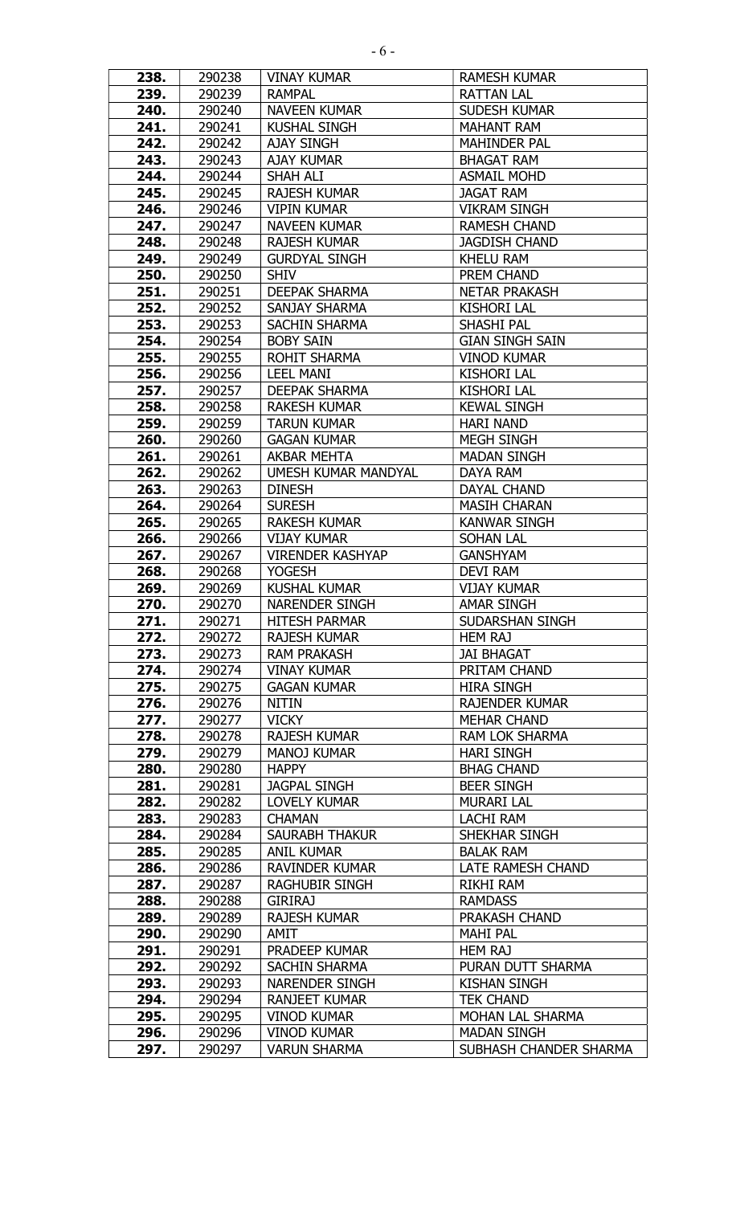| 238. | 290238 | VINAY KUMAR | RAMESH KUMAR |
|---|---|---|---|
| 239. | 290239 | RAMPAL | RATTAN LAL |
| 240. | 290240 | NAVEEN KUMAR | SUDESH KUMAR |
| 241. | 290241 | KUSHAL SINGH | MAHANT RAM |
| 242. | 290242 | AJAY SINGH | MAHINDER PAL |
| 243. | 290243 | AJAY KUMAR | BHAGAT RAM |
| 244. | 290244 | SHAH ALI | ASMAIL MOHD |
| 245. | 290245 | RAJESH KUMAR | JAGAT RAM |
| 246. | 290246 | VIPIN KUMAR | VIKRAM SINGH |
| 247. | 290247 | NAVEEN KUMAR | RAMESH CHAND |
| 248. | 290248 | RAJESH KUMAR | JAGDISH CHAND |
| 249. | 290249 | GURDYAL SINGH | KHELU RAM |
| 250. | 290250 | SHIV | PREM CHAND |
| 251. | 290251 | DEEPAK SHARMA | NETAR PRAKASH |
| 252. | 290252 | SANJAY SHARMA | KISHORI LAL |
| 253. | 290253 | SACHIN SHARMA | SHASHI PAL |
| 254. | 290254 | BOBY SAIN | GIAN SINGH SAIN |
| 255. | 290255 | ROHIT SHARMA | VINOD KUMAR |
| 256. | 290256 | LEEL MANI | KISHORI LAL |
| 257. | 290257 | DEEPAK SHARMA | KISHORI LAL |
| 258. | 290258 | RAKESH KUMAR | KEWAL SINGH |
| 259. | 290259 | TARUN KUMAR | HARI NAND |
| 260. | 290260 | GAGAN KUMAR | MEGH SINGH |
| 261. | 290261 | AKBAR MEHTA | MADAN SINGH |
| 262. | 290262 | UMESH KUMAR MANDYAL | DAYA RAM |
| 263. | 290263 | DINESH | DAYAL CHAND |
| 264. | 290264 | SURESH | MASIH CHARAN |
| 265. | 290265 | RAKESH KUMAR | KANWAR SINGH |
| 266. | 290266 | VIJAY KUMAR | SOHAN LAL |
| 267. | 290267 | VIRENDER KASHYAP | GANSHYAM |
| 268. | 290268 | YOGESH | DEVI RAM |
| 269. | 290269 | KUSHAL KUMAR | VIJAY KUMAR |
| 270. | 290270 | NARENDER SINGH | AMAR SINGH |
| 271. | 290271 | HITESH PARMAR | SUDARSHAN SINGH |
| 272. | 290272 | RAJESH KUMAR | HEM RAJ |
| 273. | 290273 | RAM PRAKASH | JAI BHAGAT |
| 274. | 290274 | VINAY KUMAR | PRITAM CHAND |
| 275. | 290275 | GAGAN KUMAR | HIRA SINGH |
| 276. | 290276 | NITIN | RAJENDER KUMAR |
| 277. | 290277 | VICKY | MEHAR CHAND |
| 278. | 290278 | RAJESH KUMAR | RAM LOK SHARMA |
| 279. | 290279 | MANOJ KUMAR | HARI SINGH |
| 280. | 290280 | HAPPY | BHAG CHAND |
| 281. | 290281 | JAGPAL SINGH | BEER SINGH |
| 282. | 290282 | LOVELY KUMAR | MURARI LAL |
| 283. | 290283 | CHAMAN | LACHI RAM |
| 284. | 290284 | SAURABH THAKUR | SHEKHAR SINGH |
| 285. | 290285 | ANIL KUMAR | BALAK RAM |
| 286. | 290286 | RAVINDER KUMAR | LATE RAMESH CHAND |
| 287. | 290287 | RAGHUBIR SINGH | RIKHI RAM |
| 288. | 290288 | GIRIRAJ | RAMDASS |
| 289. | 290289 | RAJESH KUMAR | PRAKASH CHAND |
| 290. | 290290 | AMIT | MAHI PAL |
| 291. | 290291 | PRADEEP KUMAR | HEM RAJ |
| 292. | 290292 | SACHIN SHARMA | PURAN DUTT SHARMA |
| 293. | 290293 | NARENDER SINGH | KISHAN SINGH |
| 294. | 290294 | RANJEET KUMAR | TEK CHAND |
| 295. | 290295 | VINOD KUMAR | MOHAN LAL SHARMA |
| 296. | 290296 | VINOD KUMAR | MADAN SINGH |
| 297. | 290297 | VARUN SHARMA | SUBHASH CHANDER SHARMA |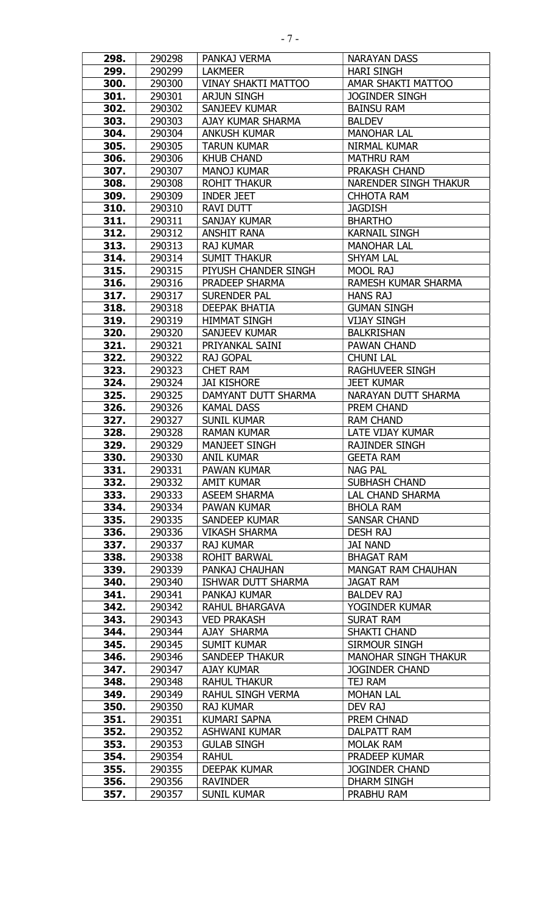| 298. | 290298 | PANKAJ VERMA | NARAYAN DASS |
|---|---|---|---|
| 299. | 290299 | LAKMEER | HARI SINGH |
| 300. | 290300 | VINAY SHAKTI MATTOO | AMAR SHAKTI MATTOO |
| 301. | 290301 | ARJUN SINGH | JOGINDER SINGH |
| 302. | 290302 | SANJEEV KUMAR | BAINSU RAM |
| 303. | 290303 | AJAY KUMAR SHARMA | BALDEV |
| 304. | 290304 | ANKUSH KUMAR | MANOHAR LAL |
| 305. | 290305 | TARUN KUMAR | NIRMAL KUMAR |
| 306. | 290306 | KHUB CHAND | MATHRU RAM |
| 307. | 290307 | MANOJ KUMAR | PRAKASH CHAND |
| 308. | 290308 | ROHIT THAKUR | NARENDER SINGH THAKUR |
| 309. | 290309 | INDER JEET | CHHOTA RAM |
| 310. | 290310 | RAVI DUTT | JAGDISH |
| 311. | 290311 | SANJAY KUMAR | BHARTHO |
| 312. | 290312 | ANSHIT RANA | KARNAIL SINGH |
| 313. | 290313 | RAJ KUMAR | MANOHAR LAL |
| 314. | 290314 | SUMIT THAKUR | SHYAM LAL |
| 315. | 290315 | PIYUSH CHANDER SINGH | MOOL RAJ |
| 316. | 290316 | PRADEEP SHARMA | RAMESH KUMAR SHARMA |
| 317. | 290317 | SURENDER PAL | HANS RAJ |
| 318. | 290318 | DEEPAK BHATIA | GUMAN SINGH |
| 319. | 290319 | HIMMAT SINGH | VIJAY SINGH |
| 320. | 290320 | SANJEEV KUMAR | BALKRISHAN |
| 321. | 290321 | PRIYANKAL SAINI | PAWAN CHAND |
| 322. | 290322 | RAJ GOPAL | CHUNI LAL |
| 323. | 290323 | CHET RAM | RAGHUVEER SINGH |
| 324. | 290324 | JAI KISHORE | JEET KUMAR |
| 325. | 290325 | DAMYANT DUTT SHARMA | NARAYAN DUTT SHARMA |
| 326. | 290326 | KAMAL DASS | PREM CHAND |
| 327. | 290327 | SUNIL KUMAR | RAM CHAND |
| 328. | 290328 | RAMAN KUMAR | LATE VIJAY KUMAR |
| 329. | 290329 | MANJEET SINGH | RAJINDER SINGH |
| 330. | 290330 | ANIL KUMAR | GEETA RAM |
| 331. | 290331 | PAWAN KUMAR | NAG PAL |
| 332. | 290332 | AMIT KUMAR | SUBHASH CHAND |
| 333. | 290333 | ASEEM SHARMA | LAL CHAND SHARMA |
| 334. | 290334 | PAWAN KUMAR | BHOLA RAM |
| 335. | 290335 | SANDEEP KUMAR | SANSAR CHAND |
| 336. | 290336 | VIKASH SHARMA | DESH RAJ |
| 337. | 290337 | RAJ KUMAR | JAI NAND |
| 338. | 290338 | ROHIT BARWAL | BHAGAT RAM |
| 339. | 290339 | PANKAJ CHAUHAN | MANGAT RAM CHAUHAN |
| 340. | 290340 | ISHWAR DUTT SHARMA | JAGAT RAM |
| 341. | 290341 | PANKAJ KUMAR | BALDEV RAJ |
| 342. | 290342 | RAHUL BHARGAVA | YOGINDER KUMAR |
| 343. | 290343 | VED PRAKASH | SURAT RAM |
| 344. | 290344 | AJAY SHARMA | SHAKTI CHAND |
| 345. | 290345 | SUMIT KUMAR | SIRMOUR SINGH |
| 346. | 290346 | SANDEEP THAKUR | MANOHAR SINGH THAKUR |
| 347. | 290347 | AJAY KUMAR | JOGINDER CHAND |
| 348. | 290348 | RAHUL THAKUR | TEJ RAM |
| 349. | 290349 | RAHUL SINGH VERMA | MOHAN LAL |
| 350. | 290350 | RAJ KUMAR | DEV RAJ |
| 351. | 290351 | KUMARI SAPNA | PREM CHNAD |
| 352. | 290352 | ASHWANI KUMAR | DALPATT RAM |
| 353. | 290353 | GULAB SINGH | MOLAK RAM |
| 354. | 290354 | RAHUL | PRADEEP KUMAR |
| 355. | 290355 | DEEPAK KUMAR | JOGINDER CHAND |
| 356. | 290356 | RAVINDER | DHARM SINGH |
| 357. | 290357 | SUNIL KUMAR | PRABHU RAM |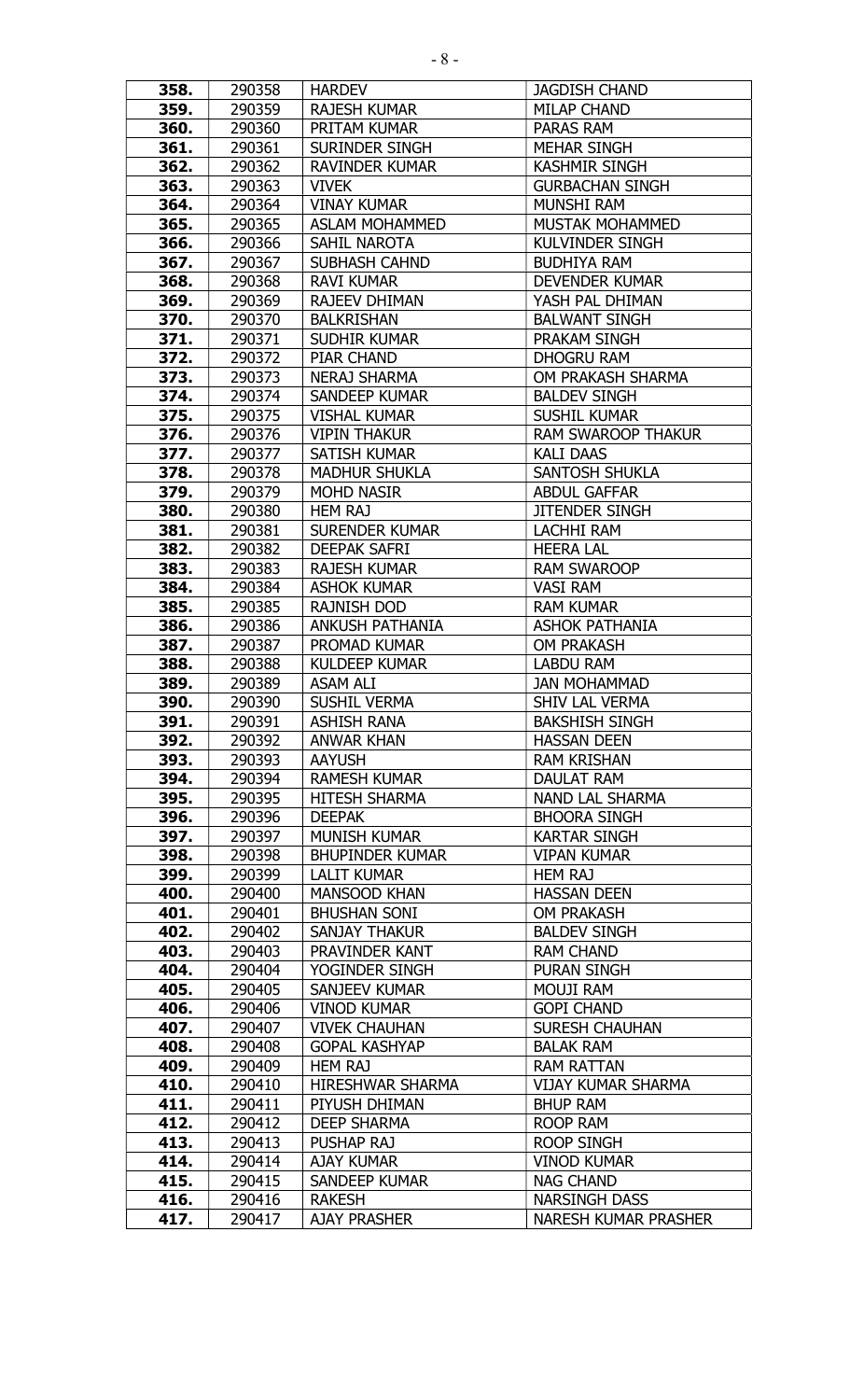| 358. | 290358 | HARDEV | JAGDISH CHAND |
|---|---|---|---|
| 359. | 290359 | RAJESH KUMAR | MILAP CHAND |
| 360. | 290360 | PRITAM KUMAR | PARAS RAM |
| 361. | 290361 | SURINDER SINGH | MEHAR SINGH |
| 362. | 290362 | RAVINDER KUMAR | KASHMIR SINGH |
| 363. | 290363 | VIVEK | GURBACHAN SINGH |
| 364. | 290364 | VINAY KUMAR | MUNSHI RAM |
| 365. | 290365 | ASLAM MOHAMMED | MUSTAK MOHAMMED |
| 366. | 290366 | SAHIL NAROTA | KULVINDER SINGH |
| 367. | 290367 | SUBHASH CAHND | BUDHIYA RAM |
| 368. | 290368 | RAVI KUMAR | DEVENDER KUMAR |
| 369. | 290369 | RAJEEV DHIMAN | YASH PAL DHIMAN |
| 370. | 290370 | BALKRISHAN | BALWANT SINGH |
| 371. | 290371 | SUDHIR KUMAR | PRAKAM SINGH |
| 372. | 290372 | PIAR CHAND | DHOGRU RAM |
| 373. | 290373 | NERAJ SHARMA | OM PRAKASH SHARMA |
| 374. | 290374 | SANDEEP KUMAR | BALDEV SINGH |
| 375. | 290375 | VISHAL KUMAR | SUSHIL KUMAR |
| 376. | 290376 | VIPIN THAKUR | RAM SWAROOP THAKUR |
| 377. | 290377 | SATISH KUMAR | KALI DAAS |
| 378. | 290378 | MADHUR SHUKLA | SANTOSH SHUKLA |
| 379. | 290379 | MOHD NASIR | ABDUL GAFFAR |
| 380. | 290380 | HEM RAJ | JITENDER SINGH |
| 381. | 290381 | SURENDER KUMAR | LACHHI RAM |
| 382. | 290382 | DEEPAK SAFRI | HEERA LAL |
| 383. | 290383 | RAJESH KUMAR | RAM SWAROOP |
| 384. | 290384 | ASHOK KUMAR | VASI RAM |
| 385. | 290385 | RAJNISH DOD | RAM KUMAR |
| 386. | 290386 | ANKUSH PATHANIA | ASHOK PATHANIA |
| 387. | 290387 | PROMAD KUMAR | OM PRAKASH |
| 388. | 290388 | KULDEEP KUMAR | LABDU RAM |
| 389. | 290389 | ASAM ALI | JAN MOHAMMAD |
| 390. | 290390 | SUSHIL VERMA | SHIV LAL VERMA |
| 391. | 290391 | ASHISH RANA | BAKSHISH SINGH |
| 392. | 290392 | ANWAR KHAN | HASSAN DEEN |
| 393. | 290393 | AAYUSH | RAM KRISHAN |
| 394. | 290394 | RAMESH KUMAR | DAULAT RAM |
| 395. | 290395 | HITESH SHARMA | NAND LAL SHARMA |
| 396. | 290396 | DEEPAK | BHOORA SINGH |
| 397. | 290397 | MUNISH KUMAR | KARTAR SINGH |
| 398. | 290398 | BHUPINDER KUMAR | VIPAN KUMAR |
| 399. | 290399 | LALIT KUMAR | HEM RAJ |
| 400. | 290400 | MANSOOD KHAN | HASSAN DEEN |
| 401. | 290401 | BHUSHAN SONI | OM PRAKASH |
| 402. | 290402 | SANJAY THAKUR | BALDEV SINGH |
| 403. | 290403 | PRAVINDER KANT | RAM CHAND |
| 404. | 290404 | YOGINDER SINGH | PURAN SINGH |
| 405. | 290405 | SANJEEV KUMAR | MOUJI RAM |
| 406. | 290406 | VINOD KUMAR | GOPI CHAND |
| 407. | 290407 | VIVEK CHAUHAN | SURESH CHAUHAN |
| 408. | 290408 | GOPAL KASHYAP | BALAK RAM |
| 409. | 290409 | HEM RAJ | RAM RATTAN |
| 410. | 290410 | HIRESHWAR SHARMA | VIJAY KUMAR SHARMA |
| 411. | 290411 | PIYUSH DHIMAN | BHUP RAM |
| 412. | 290412 | DEEP SHARMA | ROOP RAM |
| 413. | 290413 | PUSHAP RAJ | ROOP SINGH |
| 414. | 290414 | AJAY KUMAR | VINOD KUMAR |
| 415. | 290415 | SANDEEP KUMAR | NAG CHAND |
| 416. | 290416 | RAKESH | NARSINGH DASS |
| 417. | 290417 | AJAY PRASHER | NARESH KUMAR PRASHER |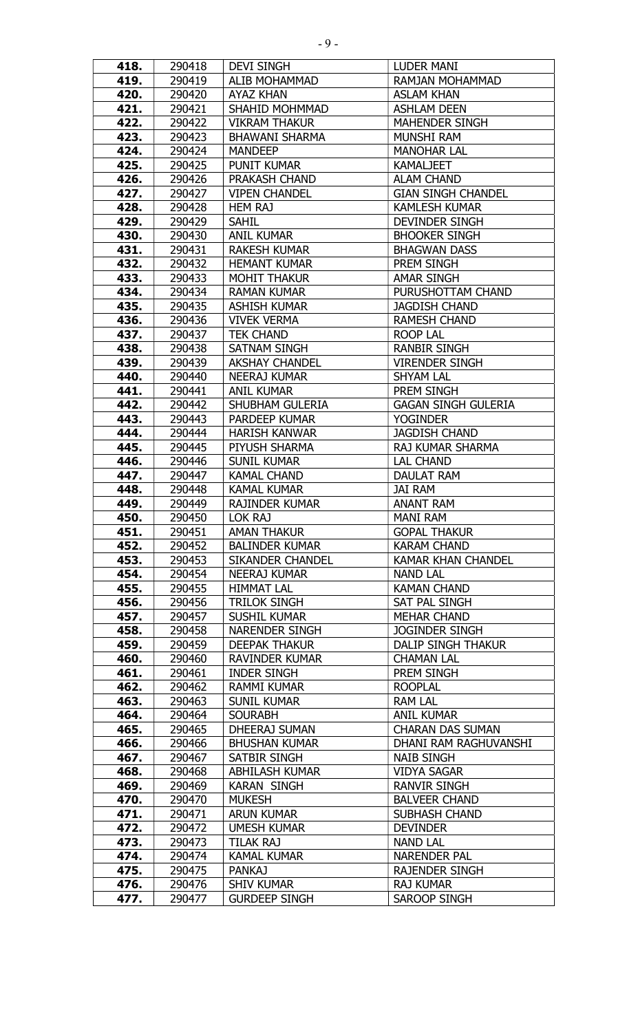| **418.** | 290418 | DEVI SINGH | LUDER MANI |
|---|---|---|---|
| **419.** | 290419 | ALIB MOHAMMAD | RAMJAN MOHAMMAD |
| **420.** | 290420 | AYAZ KHAN | ASLAM KHAN |
| **421.** | 290421 | SHAHID MOHMMAD | ASHLAM DEEN |
| **422.** | 290422 | VIKRAM THAKUR | MAHENDER SINGH |
| **423.** | 290423 | BHAWANI SHARMA | MUNSHI RAM |
| **424.** | 290424 | MANDEEP | MANOHAR LAL |
| **425.** | 290425 | PUNIT KUMAR | KAMALJEET |
| **426.** | 290426 | PRAKASH CHAND | ALAM CHAND |
| **427.** | 290427 | VIPEN CHANDEL | GIAN SINGH CHANDEL |
| **428.** | 290428 | HEM RAJ | KAMLESH KUMAR |
| **429.** | 290429 | SAHIL | DEVINDER SINGH |
| **430.** | 290430 | ANIL KUMAR | BHOOKER SINGH |
| **431.** | 290431 | RAKESH KUMAR | BHAGWAN DASS |
| **432.** | 290432 | HEMANT KUMAR | PREM SINGH |
| **433.** | 290433 | MOHIT THAKUR | AMAR SINGH |
| **434.** | 290434 | RAMAN KUMAR | PURUSHOTTAM CHAND |
| **435.** | 290435 | ASHISH KUMAR | JAGDISH CHAND |
| **436.** | 290436 | VIVEK VERMA | RAMESH CHAND |
| **437.** | 290437 | TEK CHAND | ROOP LAL |
| **438.** | 290438 | SATNAM SINGH | RANBIR SINGH |
| **439.** | 290439 | AKSHAY CHANDEL | VIRENDER SINGH |
| **440.** | 290440 | NEERAJ KUMAR | SHYAM LAL |
| **441.** | 290441 | ANIL KUMAR | PREM SINGH |
| **442.** | 290442 | SHUBHAM GULERIA | GAGAN SINGH GULERIA |
| **443.** | 290443 | PARDEEP KUMAR | YOGINDER |
| **444.** | 290444 | HARISH KANWAR | JAGDISH CHAND |
| **445.** | 290445 | PIYUSH SHARMA | RAJ KUMAR SHARMA |
| **446.** | 290446 | SUNIL KUMAR | LAL CHAND |
| **447.** | 290447 | KAMAL CHAND | DAULAT RAM |
| **448.** | 290448 | KAMAL KUMAR | JAI RAM |
| **449.** | 290449 | RAJINDER KUMAR | ANANT RAM |
| **450.** | 290450 | LOK RAJ | MANI RAM |
| **451.** | 290451 | AMAN THAKUR | GOPAL THAKUR |
| **452.** | 290452 | BALINDER KUMAR | KARAM CHAND |
| **453.** | 290453 | SIKANDER CHANDEL | KAMAR KHAN CHANDEL |
| **454.** | 290454 | NEERAJ KUMAR | NAND LAL |
| **455.** | 290455 | HIMMAT LAL | KAMAN CHAND |
| **456.** | 290456 | TRILOK SINGH | SAT PAL SINGH |
| **457.** | 290457 | SUSHIL KUMAR | MEHAR CHAND |
| **458.** | 290458 | NARENDER SINGH | JOGINDER SINGH |
| **459.** | 290459 | DEEPAK THAKUR | DALIP SINGH THAKUR |
| **460.** | 290460 | RAVINDER KUMAR | CHAMAN LAL |
| **461.** | 290461 | INDER SINGH | PREM SINGH |
| **462.** | 290462 | RAMMI KUMAR | ROOPLAL |
| **463.** | 290463 | SUNIL KUMAR | RAM LAL |
| **464.** | 290464 | SOURABH | ANIL KUMAR |
| **465.** | 290465 | DHEERAJ SUMAN | CHARAN DAS SUMAN |
| **466.** | 290466 | BHUSHAN KUMAR | DHANI RAM RAGHUVANSHI |
| **467.** | 290467 | SATBIR SINGH | NAIB SINGH |
| **468.** | 290468 | ABHILASH KUMAR | VIDYA SAGAR |
| **469.** | 290469 | KARAN SINGH | RANVIR SINGH |
| **470.** | 290470 | MUKESH | BALVEER CHAND |
| **471.** | 290471 | ARUN KUMAR | SUBHASH CHAND |
| **472.** | 290472 | UMESH KUMAR | DEVINDER |
| **473.** | 290473 | TILAK RAJ | NAND LAL |
| **474.** | 290474 | KAMAL KUMAR | NARENDER PAL |
| **475.** | 290475 | PANKAJ | RAJENDER SINGH |
| **476.** | 290476 | SHIV KUMAR | RAJ KUMAR |
| **477.** | 290477 | GURDEEP SINGH | SAROOP SINGH |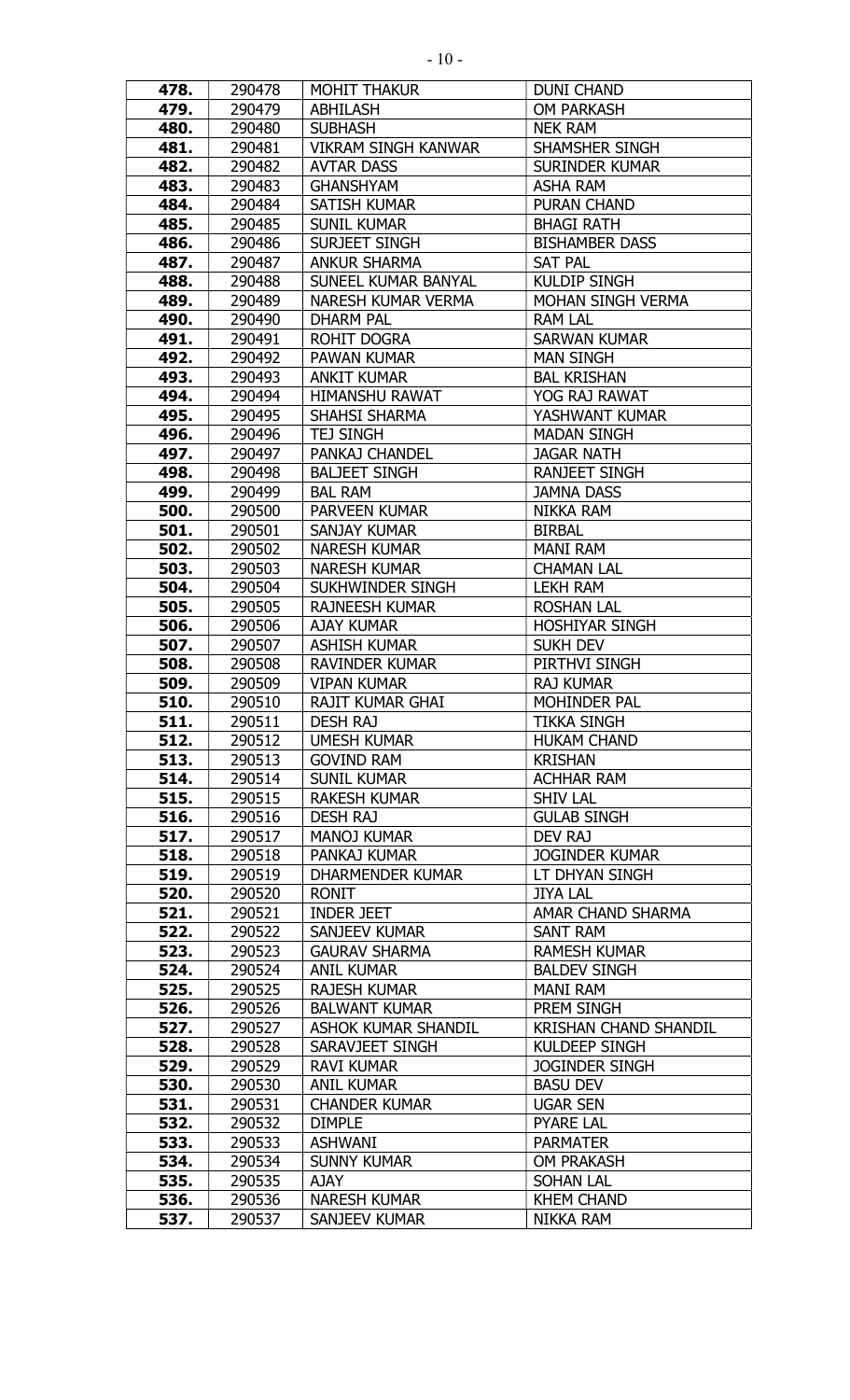| 478. | 290478 | MOHIT THAKUR | DUNI CHAND |
|---|---|---|---|
| 479. | 290479 | ABHILASH | OM PARKASH |
| 480. | 290480 | SUBHASH | NEK RAM |
| 481. | 290481 | VIKRAM SINGH KANWAR | SHAMSHER SINGH |
| 482. | 290482 | AVTAR DASS | SURINDER KUMAR |
| 483. | 290483 | GHANSHYAM | ASHA RAM |
| 484. | 290484 | SATISH KUMAR | PURAN CHAND |
| 485. | 290485 | SUNIL KUMAR | BHAGI RATH |
| 486. | 290486 | SURJEET SINGH | BISHAMBER DASS |
| 487. | 290487 | ANKUR SHARMA | SAT PAL |
| 488. | 290488 | SUNEEL KUMAR BANYAL | KULDIP SINGH |
| 489. | 290489 | NARESH KUMAR VERMA | MOHAN SINGH VERMA |
| 490. | 290490 | DHARM PAL | RAM LAL |
| 491. | 290491 | ROHIT DOGRA | SARWAN KUMAR |
| 492. | 290492 | PAWAN KUMAR | MAN SINGH |
| 493. | 290493 | ANKIT KUMAR | BAL KRISHAN |
| 494. | 290494 | HIMANSHU RAWAT | YOG RAJ RAWAT |
| 495. | 290495 | SHAHSI SHARMA | YASHWANT KUMAR |
| 496. | 290496 | TEJ SINGH | MADAN SINGH |
| 497. | 290497 | PANKAJ CHANDEL | JAGAR NATH |
| 498. | 290498 | BALJEET SINGH | RANJEET SINGH |
| 499. | 290499 | BAL RAM | JAMNA DASS |
| 500. | 290500 | PARVEEN KUMAR | NIKKA RAM |
| 501. | 290501 | SANJAY KUMAR | BIRBAL |
| 502. | 290502 | NARESH KUMAR | MANI RAM |
| 503. | 290503 | NARESH KUMAR | CHAMAN LAL |
| 504. | 290504 | SUKHWINDER SINGH | LEKH RAM |
| 505. | 290505 | RAJNEESH KUMAR | ROSHAN LAL |
| 506. | 290506 | AJAY KUMAR | HOSHIYAR SINGH |
| 507. | 290507 | ASHISH KUMAR | SUKH DEV |
| 508. | 290508 | RAVINDER KUMAR | PIRTHVI SINGH |
| 509. | 290509 | VIPAN KUMAR | RAJ KUMAR |
| 510. | 290510 | RAJIT KUMAR GHAI | MOHINDER PAL |
| 511. | 290511 | DESH RAJ | TIKKA SINGH |
| 512. | 290512 | UMESH KUMAR | HUKAM CHAND |
| 513. | 290513 | GOVIND RAM | KRISHAN |
| 514. | 290514 | SUNIL KUMAR | ACHHAR RAM |
| 515. | 290515 | RAKESH KUMAR | SHIV LAL |
| 516. | 290516 | DESH RAJ | GULAB SINGH |
| 517. | 290517 | MANOJ KUMAR | DEV RAJ |
| 518. | 290518 | PANKAJ KUMAR | JOGINDER KUMAR |
| 519. | 290519 | DHARMENDER KUMAR | LT DHYAN SINGH |
| 520. | 290520 | RONIT | JIYA LAL |
| 521. | 290521 | INDER JEET | AMAR CHAND SHARMA |
| 522. | 290522 | SANJEEV KUMAR | SANT RAM |
| 523. | 290523 | GAURAV SHARMA | RAMESH KUMAR |
| 524. | 290524 | ANIL KUMAR | BALDEV SINGH |
| 525. | 290525 | RAJESH KUMAR | MANI RAM |
| 526. | 290526 | BALWANT KUMAR | PREM SINGH |
| 527. | 290527 | ASHOK KUMAR SHANDIL | KRISHAN CHAND SHANDIL |
| 528. | 290528 | SARAVJEET SINGH | KULDEEP SINGH |
| 529. | 290529 | RAVI KUMAR | JOGINDER SINGH |
| 530. | 290530 | ANIL KUMAR | BASU DEV |
| 531. | 290531 | CHANDER KUMAR | UGAR SEN |
| 532. | 290532 | DIMPLE | PYARE LAL |
| 533. | 290533 | ASHWANI | PARMATER |
| 534. | 290534 | SUNNY KUMAR | OM PRAKASH |
| 535. | 290535 | AJAY | SOHAN LAL |
| 536. | 290536 | NARESH KUMAR | KHEM CHAND |
| 537. | 290537 | SANJEEV KUMAR | NIKKA RAM |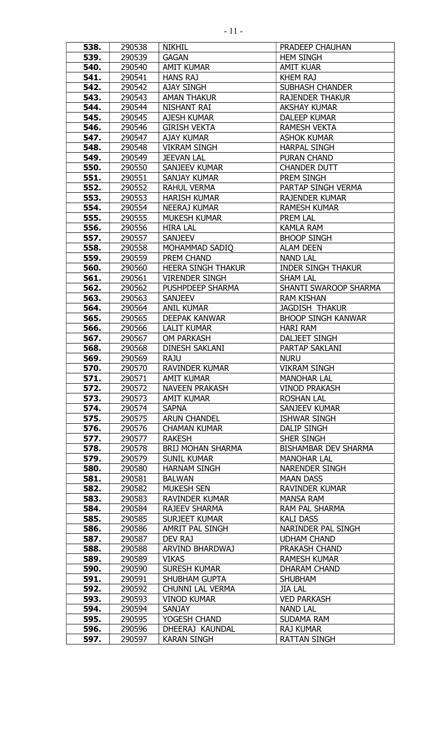| 538. | 290538 | NIKHIL | PRADEEP CHAUHAN |
|---|---|---|---|
| 539. | 290539 | GAGAN | HEM SINGH |
| 540. | 290540 | AMIT KUMAR | AMIT KUAR |
| 541. | 290541 | HANS RAJ | KHEM RAJ |
| 542. | 290542 | AJAY SINGH | SUBHASH CHANDER |
| 543. | 290543 | AMAN THAKUR | RAJENDER THAKUR |
| 544. | 290544 | NISHANT RAI | AKSHAY KUMAR |
| 545. | 290545 | AJESH KUMAR | DALEEP KUMAR |
| 546. | 290546 | GIRISH VEKTA | RAMESH VEKTA |
| 547. | 290547 | AJAY KUMAR | ASHOK KUMAR |
| 548. | 290548 | VIKRAM SINGH | HARPAL SINGH |
| 549. | 290549 | JEEVAN LAL | PURAN CHAND |
| 550. | 290550 | SANJEEV KUMAR | CHANDER DUTT |
| 551. | 290551 | SANJAY KUMAR | PREM SINGH |
| 552. | 290552 | RAHUL VERMA | PARTAP SINGH VERMA |
| 553. | 290553 | HARISH KUMAR | RAJENDER KUMAR |
| 554. | 290554 | NEERAJ KUMAR | RAMESH KUMAR |
| 555. | 290555 | MUKESH KUMAR | PREM LAL |
| 556. | 290556 | HIRA LAL | KAMLA RAM |
| 557. | 290557 | SANJEEV | BHOOP SINGH |
| 558. | 290558 | MOHAMMAD SADIQ | ALAM DEEN |
| 559. | 290559 | PREM CHAND | NAND LAL |
| 560. | 290560 | HEERA SINGH THAKUR | INDER SINGH THAKUR |
| 561. | 290561 | VIRENDER SINGH | SHAM LAL |
| 562. | 290562 | PUSHPDEEP SHARMA | SHANTI SWAROOP SHARMA |
| 563. | 290563 | SANJEEV | RAM KISHAN |
| 564. | 290564 | ANIL KUMAR | JAGDISH THAKUR |
| 565. | 290565 | DEEPAK KANWAR | BHOOP SINGH KANWAR |
| 566. | 290566 | LALIT KUMAR | HARI RAM |
| 567. | 290567 | OM PARKASH | DALJEET SINGH |
| 568. | 290568 | DINESH SAKLANI | PARTAP SAKLANI |
| 569. | 290569 | RAJU | NURU |
| 570. | 290570 | RAVINDER KUMAR | VIKRAM SINGH |
| 571. | 290571 | AMIT KUMAR | MANOHAR LAL |
| 572. | 290572 | NAVEEN PRAKASH | VINOD PRAKASH |
| 573. | 290573 | AMIT KUMAR | ROSHAN LAL |
| 574. | 290574 | SAPNA | SANJEEV KUMAR |
| 575. | 290575 | ARUN CHANDEL | ISHWAR SINGH |
| 576. | 290576 | CHAMAN KUMAR | DALIP SINGH |
| 577. | 290577 | RAKESH | SHER SINGH |
| 578. | 290578 | BRIJ MOHAN SHARMA | BISHAMBAR DEV SHARMA |
| 579. | 290579 | SUNIL KUMAR | MANOHAR LAL |
| 580. | 290580 | HARNAM SINGH | NARENDER SINGH |
| 581. | 290581 | BALWAN | MAAN DASS |
| 582. | 290582 | MUKESH SEN | RAVINDER KUMAR |
| 583. | 290583 | RAVINDER KUMAR | MANSA RAM |
| 584. | 290584 | RAJEEV SHARMA | RAM PAL SHARMA |
| 585. | 290585 | SURJEET KUMAR | KALI DASS |
| 586. | 290586 | AMRIT PAL SINGH | NARINDER PAL SINGH |
| 587. | 290587 | DEV RAJ | UDHAM CHAND |
| 588. | 290588 | ARVIND BHARDWAJ | PRAKASH CHAND |
| 589. | 290589 | VIKAS | RAMESH KUMAR |
| 590. | 290590 | SURESH KUMAR | DHARAM CHAND |
| 591. | 290591 | SHUBHAM GUPTA | SHUBHAM |
| 592. | 290592 | CHUNNI LAL VERMA | JIA LAL |
| 593. | 290593 | VINOD KUMAR | VED PARKASH |
| 594. | 290594 | SANJAY | NAND LAL |
| 595. | 290595 | YOGESH CHAND | SUDAMA RAM |
| 596. | 290596 | DHEERAJ KAUNDAL | RAJ KUMAR |
| 597. | 290597 | KARAN SINGH | RATTAN SINGH |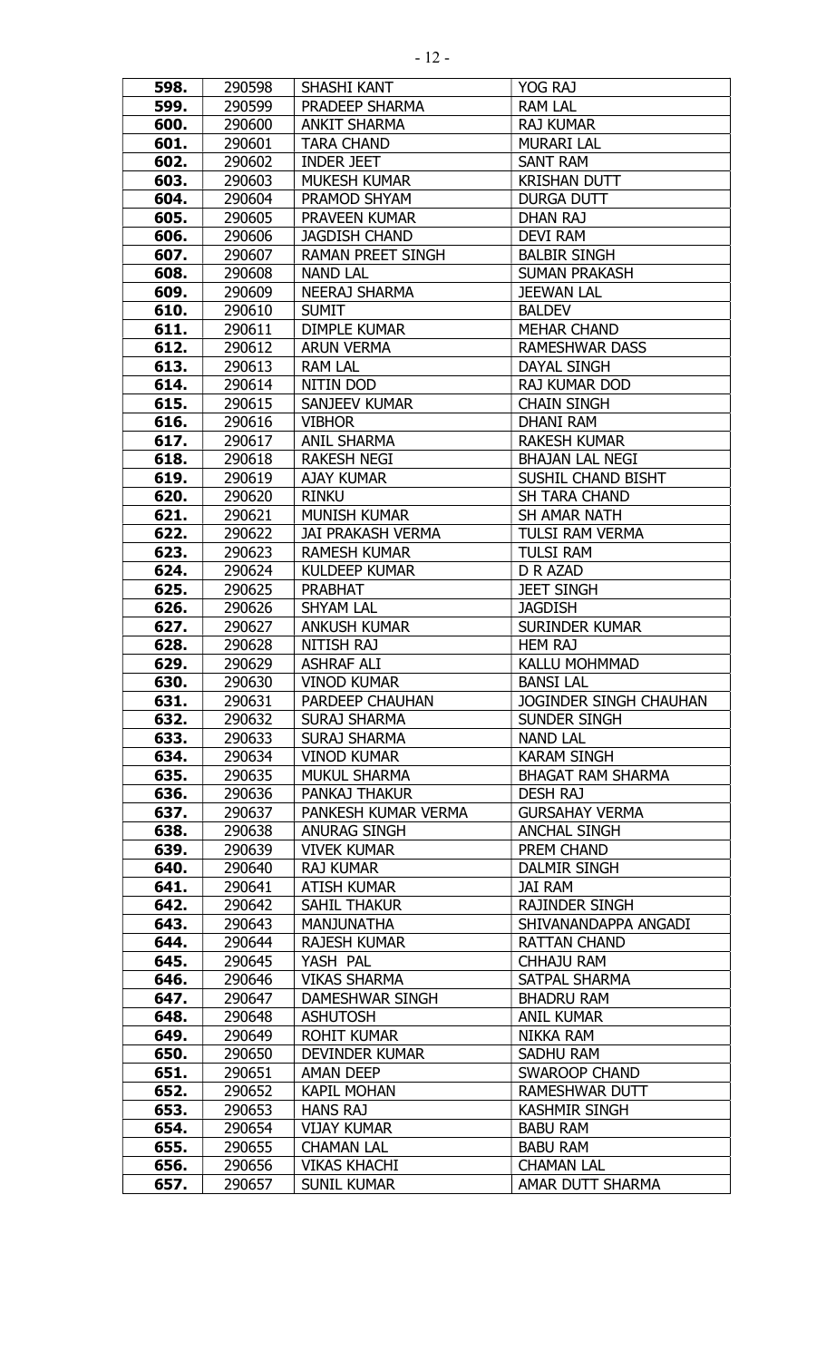| 598. | 290598 | SHASHI KANT | YOG RAJ |
|---|---|---|---|
| 599. | 290599 | PRADEEP SHARMA | RAM LAL |
| 600. | 290600 | ANKIT SHARMA | RAJ KUMAR |
| 601. | 290601 | TARA CHAND | MURARI LAL |
| 602. | 290602 | INDER JEET | SANT RAM |
| 603. | 290603 | MUKESH KUMAR | KRISHAN DUTT |
| 604. | 290604 | PRAMOD SHYAM | DURGA DUTT |
| 605. | 290605 | PRAVEEN KUMAR | DHAN RAJ |
| 606. | 290606 | JAGDISH CHAND | DEVI RAM |
| 607. | 290607 | RAMAN PREET SINGH | BALBIR SINGH |
| 608. | 290608 | NAND LAL | SUMAN PRAKASH |
| 609. | 290609 | NEERAJ SHARMA | JEEWAN LAL |
| 610. | 290610 | SUMIT | BALDEV |
| 611. | 290611 | DIMPLE KUMAR | MEHAR CHAND |
| 612. | 290612 | ARUN VERMA | RAMESHWAR DASS |
| 613. | 290613 | RAM LAL | DAYAL SINGH |
| 614. | 290614 | NITIN DOD | RAJ KUMAR DOD |
| 615. | 290615 | SANJEEV KUMAR | CHAIN SINGH |
| 616. | 290616 | VIBHOR | DHANI RAM |
| 617. | 290617 | ANIL SHARMA | RAKESH KUMAR |
| 618. | 290618 | RAKESH NEGI | BHAJAN LAL NEGI |
| 619. | 290619 | AJAY KUMAR | SUSHIL CHAND BISHT |
| 620. | 290620 | RINKU | SH TARA CHAND |
| 621. | 290621 | MUNISH KUMAR | SH AMAR NATH |
| 622. | 290622 | JAI PRAKASH VERMA | TULSI RAM VERMA |
| 623. | 290623 | RAMESH KUMAR | TULSI RAM |
| 624. | 290624 | KULDEEP KUMAR | D R AZAD |
| 625. | 290625 | PRABHAT | JEET SINGH |
| 626. | 290626 | SHYAM LAL | JAGDISH |
| 627. | 290627 | ANKUSH KUMAR | SURINDER KUMAR |
| 628. | 290628 | NITISH RAJ | HEM RAJ |
| 629. | 290629 | ASHRAF ALI | KALLU MOHMMAD |
| 630. | 290630 | VINOD KUMAR | BANSI LAL |
| 631. | 290631 | PARDEEP CHAUHAN | JOGINDER SINGH CHAUHAN |
| 632. | 290632 | SURAJ SHARMA | SUNDER SINGH |
| 633. | 290633 | SURAJ SHARMA | NAND LAL |
| 634. | 290634 | VINOD KUMAR | KARAM SINGH |
| 635. | 290635 | MUKUL SHARMA | BHAGAT RAM SHARMA |
| 636. | 290636 | PANKAJ THAKUR | DESH RAJ |
| 637. | 290637 | PANKESH KUMAR VERMA | GURSAHAY VERMA |
| 638. | 290638 | ANURAG SINGH | ANCHAL SINGH |
| 639. | 290639 | VIVEK KUMAR | PREM CHAND |
| 640. | 290640 | RAJ KUMAR | DALMIR SINGH |
| 641. | 290641 | ATISH KUMAR | JAI RAM |
| 642. | 290642 | SAHIL THAKUR | RAJINDER SINGH |
| 643. | 290643 | MANJUNATHA | SHIVANANDAPPA ANGADI |
| 644. | 290644 | RAJESH KUMAR | RATTAN CHAND |
| 645. | 290645 | YASH PAL | CHHAJU RAM |
| 646. | 290646 | VIKAS SHARMA | SATPAL SHARMA |
| 647. | 290647 | DAMESHWAR SINGH | BHADRU RAM |
| 648. | 290648 | ASHUTOSH | ANIL KUMAR |
| 649. | 290649 | ROHIT KUMAR | NIKKA RAM |
| 650. | 290650 | DEVINDER KUMAR | SADHU RAM |
| 651. | 290651 | AMAN DEEP | SWAROOP CHAND |
| 652. | 290652 | KAPIL MOHAN | RAMESHWAR DUTT |
| 653. | 290653 | HANS RAJ | KASHMIR SINGH |
| 654. | 290654 | VIJAY KUMAR | BABU RAM |
| 655. | 290655 | CHAMAN LAL | BABU RAM |
| 656. | 290656 | VIKAS KHACHI | CHAMAN LAL |
| 657. | 290657 | SUNIL KUMAR | AMAR DUTT SHARMA |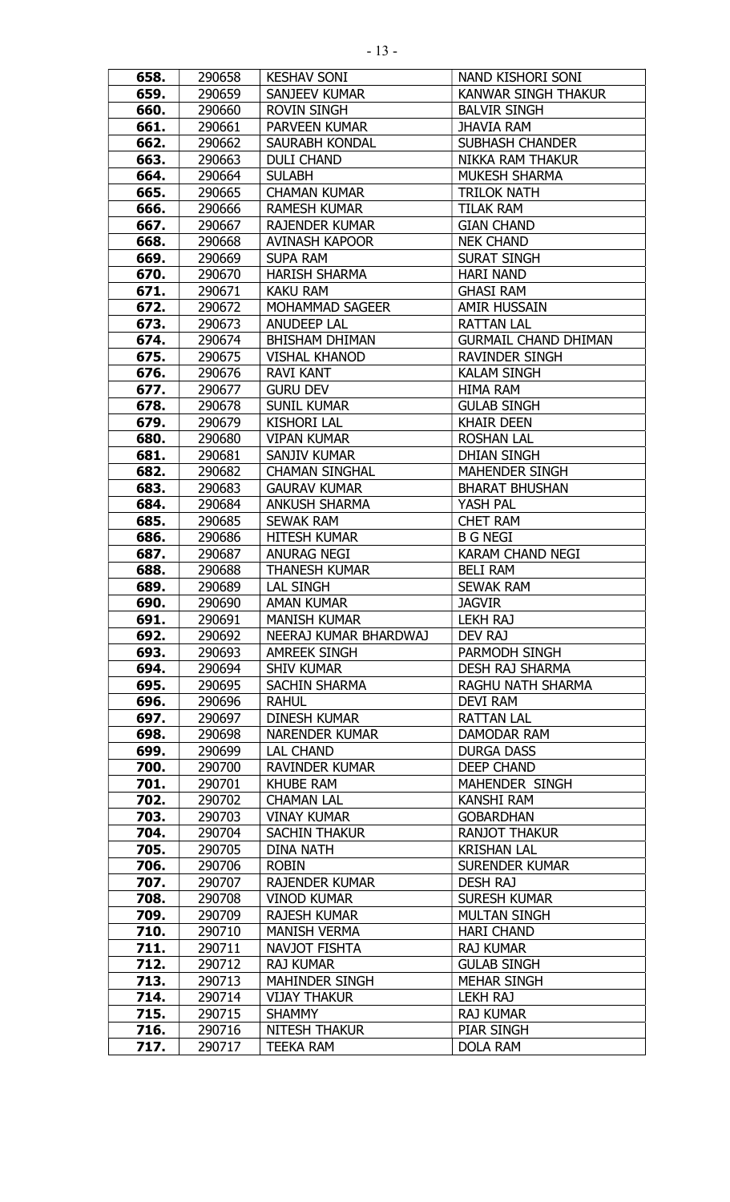| | | | |
|---|---|---|---|
| **658.** | 290658 | KESHAV SONI | NAND KISHORI SONI |
| **659.** | 290659 | SANJEEV KUMAR | KANWAR SINGH THAKUR |
| **660.** | 290660 | ROVIN SINGH | BALVIR SINGH |
| **661.** | 290661 | PARVEEN KUMAR | JHAVIA RAM |
| **662.** | 290662 | SAURABH KONDAL | SUBHASH CHANDER |
| **663.** | 290663 | DULI CHAND | NIKKA RAM THAKUR |
| **664.** | 290664 | SULABH | MUKESH SHARMA |
| **665.** | 290665 | CHAMAN KUMAR | TRILOK NATH |
| **666.** | 290666 | RAMESH KUMAR | TILAK RAM |
| **667.** | 290667 | RAJENDER KUMAR | GIAN CHAND |
| **668.** | 290668 | AVINASH KAPOOR | NEK CHAND |
| **669.** | 290669 | SUPA RAM | SURAT SINGH |
| **670.** | 290670 | HARISH SHARMA | HARI NAND |
| **671.** | 290671 | KAKU RAM | GHASI RAM |
| **672.** | 290672 | MOHAMMAD SAGEER | AMIR HUSSAIN |
| **673.** | 290673 | ANUDEEP LAL | RATTAN LAL |
| **674.** | 290674 | BHISHAM DHIMAN | GURMAIL CHAND DHIMAN |
| **675.** | 290675 | VISHAL KHANOD | RAVINDER SINGH |
| **676.** | 290676 | RAVI KANT | KALAM SINGH |
| **677.** | 290677 | GURU DEV | HIMA RAM |
| **678.** | 290678 | SUNIL KUMAR | GULAB SINGH |
| **679.** | 290679 | KISHORI LAL | KHAIR DEEN |
| **680.** | 290680 | VIPAN KUMAR | ROSHAN LAL |
| **681.** | 290681 | SANJIV KUMAR | DHIAN SINGH |
| **682.** | 290682 | CHAMAN SINGHAL | MAHENDER SINGH |
| **683.** | 290683 | GAURAV KUMAR | BHARAT BHUSHAN |
| **684.** | 290684 | ANKUSH SHARMA | YASH PAL |
| **685.** | 290685 | SEWAK RAM | CHET RAM |
| **686.** | 290686 | HITESH KUMAR | B G NEGI |
| **687.** | 290687 | ANURAG NEGI | KARAM CHAND NEGI |
| **688.** | 290688 | THANESH KUMAR | BELI RAM |
| **689.** | 290689 | LAL SINGH | SEWAK RAM |
| **690.** | 290690 | AMAN KUMAR | JAGVIR |
| **691.** | 290691 | MANISH KUMAR | LEKH RAJ |
| **692.** | 290692 | NEERAJ KUMAR BHARDWAJ | DEV RAJ |
| **693.** | 290693 | AMREEK SINGH | PARMODH SINGH |
| **694.** | 290694 | SHIV KUMAR | DESH RAJ SHARMA |
| **695.** | 290695 | SACHIN SHARMA | RAGHU NATH SHARMA |
| **696.** | 290696 | RAHUL | DEVI RAM |
| **697.** | 290697 | DINESH KUMAR | RATTAN LAL |
| **698.** | 290698 | NARENDER KUMAR | DAMODAR RAM |
| **699.** | 290699 | LAL CHAND | DURGA DASS |
| **700.** | 290700 | RAVINDER KUMAR | DEEP CHAND |
| **701.** | 290701 | KHUBE RAM | MAHENDER SINGH |
| **702.** | 290702 | CHAMAN LAL | KANSHI RAM |
| **703.** | 290703 | VINAY KUMAR | GOBARDHAN |
| **704.** | 290704 | SACHIN THAKUR | RANJOT THAKUR |
| **705.** | 290705 | DINA NATH | KRISHAN LAL |
| **706.** | 290706 | ROBIN | SURENDER KUMAR |
| **707.** | 290707 | RAJENDER KUMAR | DESH RAJ |
| **708.** | 290708 | VINOD KUMAR | SURESH KUMAR |
| **709.** | 290709 | RAJESH KUMAR | MULTAN SINGH |
| **710.** | 290710 | MANISH VERMA | HARI CHAND |
| **711.** | 290711 | NAVJOT FISHTA | RAJ KUMAR |
| **712.** | 290712 | RAJ KUMAR | GULAB SINGH |
| **713.** | 290713 | MAHINDER SINGH | MEHAR SINGH |
| **714.** | 290714 | VIJAY THAKUR | LEKH RAJ |
| **715.** | 290715 | SHAMMY | RAJ KUMAR |
| **716.** | 290716 | NITESH THAKUR | PIAR SINGH |
| **717.** | 290717 | TEEKA RAM | DOLA RAM |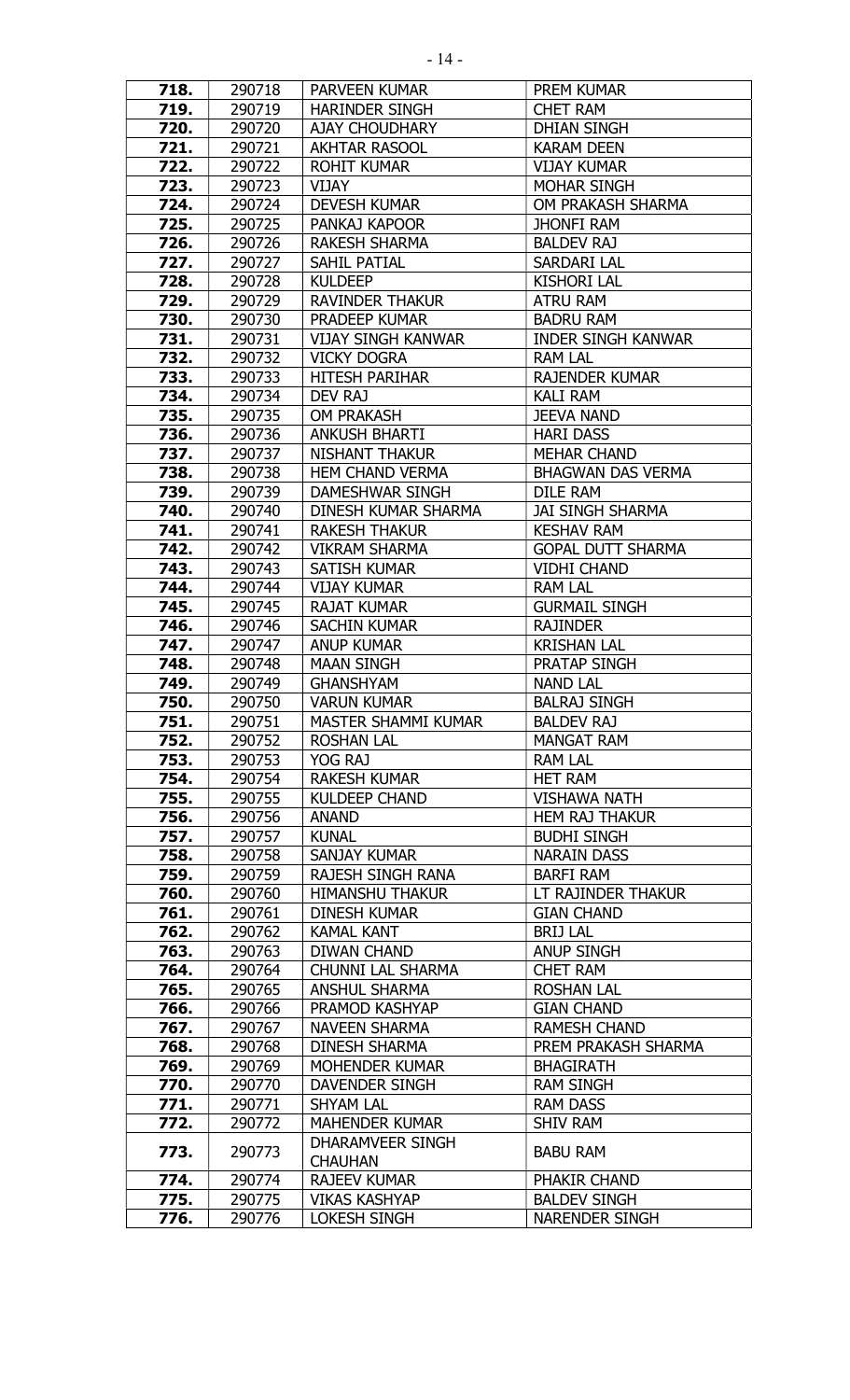| 718. | 290718 | PARVEEN KUMAR | PREM KUMAR |
|---|---|---|---|
| 719. | 290719 | HARINDER SINGH | CHET RAM |
| 720. | 290720 | AJAY CHOUDHARY | DHIAN SINGH |
| 721. | 290721 | AKHTAR RASOOL | KARAM DEEN |
| 722. | 290722 | ROHIT KUMAR | VIJAY KUMAR |
| 723. | 290723 | VIJAY | MOHAR SINGH |
| 724. | 290724 | DEVESH KUMAR | OM PRAKASH SHARMA |
| 725. | 290725 | PANKAJ KAPOOR | JHONFI RAM |
| 726. | 290726 | RAKESH SHARMA | BALDEV RAJ |
| 727. | 290727 | SAHIL PATIAL | SARDARI LAL |
| 728. | 290728 | KULDEEP | KISHORI LAL |
| 729. | 290729 | RAVINDER THAKUR | ATRU RAM |
| 730. | 290730 | PRADEEP KUMAR | BADRU RAM |
| 731. | 290731 | VIJAY SINGH KANWAR | INDER SINGH KANWAR |
| 732. | 290732 | VICKY DOGRA | RAM LAL |
| 733. | 290733 | HITESH PARIHAR | RAJENDER KUMAR |
| 734. | 290734 | DEV RAJ | KALI RAM |
| 735. | 290735 | OM PRAKASH | JEEVA NAND |
| 736. | 290736 | ANKUSH BHARTI | HARI DASS |
| 737. | 290737 | NISHANT THAKUR | MEHAR CHAND |
| 738. | 290738 | HEM CHAND VERMA | BHAGWAN DAS VERMA |
| 739. | 290739 | DAMESHWAR SINGH | DILE RAM |
| 740. | 290740 | DINESH KUMAR SHARMA | JAI SINGH SHARMA |
| 741. | 290741 | RAKESH THAKUR | KESHAV RAM |
| 742. | 290742 | VIKRAM SHARMA | GOPAL DUTT SHARMA |
| 743. | 290743 | SATISH KUMAR | VIDHI CHAND |
| 744. | 290744 | VIJAY KUMAR | RAM LAL |
| 745. | 290745 | RAJAT KUMAR | GURMAIL SINGH |
| 746. | 290746 | SACHIN KUMAR | RAJINDER |
| 747. | 290747 | ANUP KUMAR | KRISHAN LAL |
| 748. | 290748 | MAAN SINGH | PRATAP SINGH |
| 749. | 290749 | GHANSHYAM | NAND LAL |
| 750. | 290750 | VARUN KUMAR | BALRAJ SINGH |
| 751. | 290751 | MASTER SHAMMI KUMAR | BALDEV RAJ |
| 752. | 290752 | ROSHAN LAL | MANGAT RAM |
| 753. | 290753 | YOG RAJ | RAM LAL |
| 754. | 290754 | RAKESH KUMAR | HET RAM |
| 755. | 290755 | KULDEEP CHAND | VISHAWA NATH |
| 756. | 290756 | ANAND | HEM RAJ THAKUR |
| 757. | 290757 | KUNAL | BUDHI SINGH |
| 758. | 290758 | SANJAY KUMAR | NARAIN DASS |
| 759. | 290759 | RAJESH SINGH RANA | BARFI RAM |
| 760. | 290760 | HIMANSHU THAKUR | LT RAJINDER THAKUR |
| 761. | 290761 | DINESH KUMAR | GIAN CHAND |
| 762. | 290762 | KAMAL KANT | BRIJ LAL |
| 763. | 290763 | DIWAN CHAND | ANUP SINGH |
| 764. | 290764 | CHUNNI LAL SHARMA | CHET RAM |
| 765. | 290765 | ANSHUL SHARMA | ROSHAN LAL |
| 766. | 290766 | PRAMOD KASHYAP | GIAN CHAND |
| 767. | 290767 | NAVEEN SHARMA | RAMESH CHAND |
| 768. | 290768 | DINESH SHARMA | PREM PRAKASH SHARMA |
| 769. | 290769 | MOHENDER KUMAR | BHAGIRATH |
| 770. | 290770 | DAVENDER SINGH | RAM SINGH |
| 771. | 290771 | SHYAM LAL | RAM DASS |
| 772. | 290772 | MAHENDER KUMAR | SHIV RAM |
| 773. | 290773 | DHARAMVEER SINGH CHAUHAN | BABU RAM |
| 774. | 290774 | RAJEEV KUMAR | PHAKIR CHAND |
| 775. | 290775 | VIKAS KASHYAP | BALDEV SINGH |
| 776. | 290776 | LOKESH SINGH | NARENDER SINGH |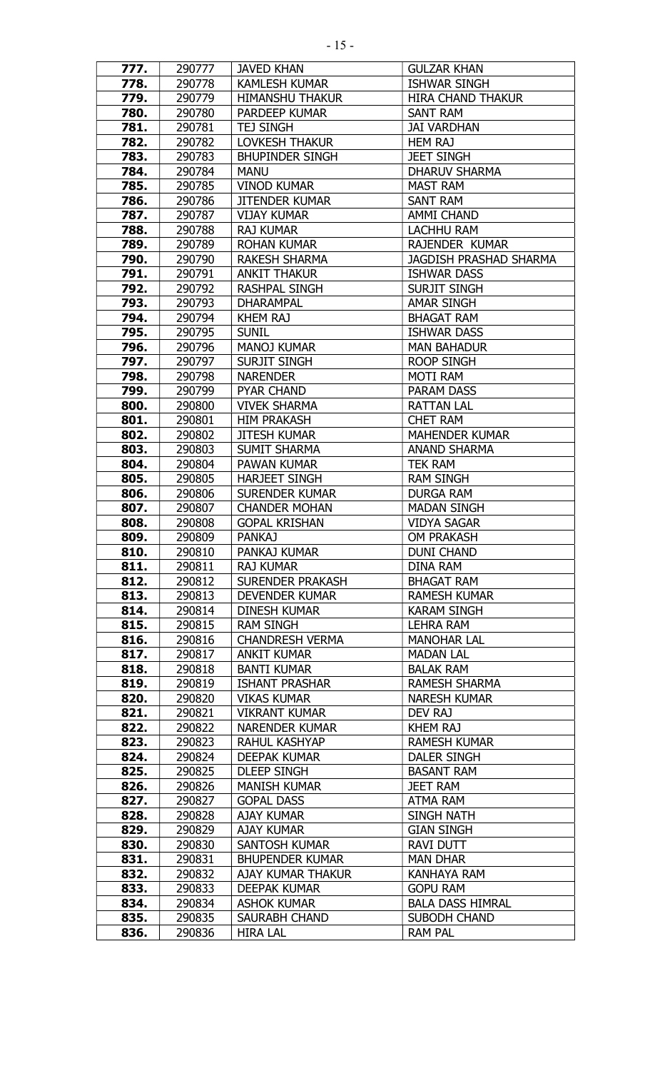| 777. | 290777 | JAVED KHAN | GULZAR KHAN |
|---|---|---|---|
| 778. | 290778 | KAMLESH KUMAR | ISHWAR SINGH |
| 779. | 290779 | HIMANSHU THAKUR | HIRA CHAND THAKUR |
| 780. | 290780 | PARDEEP KUMAR | SANT RAM |
| 781. | 290781 | TEJ SINGH | JAI VARDHAN |
| 782. | 290782 | LOVKESH THAKUR | HEM RAJ |
| 783. | 290783 | BHUPINDER SINGH | JEET SINGH |
| 784. | 290784 | MANU | DHARUV SHARMA |
| 785. | 290785 | VINOD KUMAR | MAST RAM |
| 786. | 290786 | JITENDER KUMAR | SANT RAM |
| 787. | 290787 | VIJAY KUMAR | AMMI CHAND |
| 788. | 290788 | RAJ KUMAR | LACHHU RAM |
| 789. | 290789 | ROHAN KUMAR | RAJENDER KUMAR |
| 790. | 290790 | RAKESH SHARMA | JAGDISH PRASHAD SHARMA |
| 791. | 290791 | ANKIT THAKUR | ISHWAR DASS |
| 792. | 290792 | RASHPAL SINGH | SURJIT SINGH |
| 793. | 290793 | DHARAMPAL | AMAR SINGH |
| 794. | 290794 | KHEM RAJ | BHAGAT RAM |
| 795. | 290795 | SUNIL | ISHWAR DASS |
| 796. | 290796 | MANOJ KUMAR | MAN BAHADUR |
| 797. | 290797 | SURJIT SINGH | ROOP SINGH |
| 798. | 290798 | NARENDER | MOTI RAM |
| 799. | 290799 | PYAR CHAND | PARAM DASS |
| 800. | 290800 | VIVEK SHARMA | RATTAN LAL |
| 801. | 290801 | HIM PRAKASH | CHET RAM |
| 802. | 290802 | JITESH KUMAR | MAHENDER KUMAR |
| 803. | 290803 | SUMIT SHARMA | ANAND SHARMA |
| 804. | 290804 | PAWAN KUMAR | TEK RAM |
| 805. | 290805 | HARJEET SINGH | RAM SINGH |
| 806. | 290806 | SURENDER KUMAR | DURGA RAM |
| 807. | 290807 | CHANDER MOHAN | MADAN SINGH |
| 808. | 290808 | GOPAL KRISHAN | VIDYA SAGAR |
| 809. | 290809 | PANKAJ | OM PRAKASH |
| 810. | 290810 | PANKAJ KUMAR | DUNI CHAND |
| 811. | 290811 | RAJ KUMAR | DINA RAM |
| 812. | 290812 | SURENDER PRAKASH | BHAGAT RAM |
| 813. | 290813 | DEVENDER KUMAR | RAMESH KUMAR |
| 814. | 290814 | DINESH KUMAR | KARAM SINGH |
| 815. | 290815 | RAM SINGH | LEHRA RAM |
| 816. | 290816 | CHANDRESH VERMA | MANOHAR LAL |
| 817. | 290817 | ANKIT KUMAR | MADAN LAL |
| 818. | 290818 | BANTI KUMAR | BALAK RAM |
| 819. | 290819 | ISHANT PRASHAR | RAMESH SHARMA |
| 820. | 290820 | VIKAS KUMAR | NARESH KUMAR |
| 821. | 290821 | VIKRANT KUMAR | DEV RAJ |
| 822. | 290822 | NARENDER KUMAR | KHEM RAJ |
| 823. | 290823 | RAHUL KASHYAP | RAMESH KUMAR |
| 824. | 290824 | DEEPAK KUMAR | DALER SINGH |
| 825. | 290825 | DLEEP SINGH | BASANT RAM |
| 826. | 290826 | MANISH KUMAR | JEET RAM |
| 827. | 290827 | GOPAL DASS | ATMA RAM |
| 828. | 290828 | AJAY KUMAR | SINGH NATH |
| 829. | 290829 | AJAY KUMAR | GIAN SINGH |
| 830. | 290830 | SANTOSH KUMAR | RAVI DUTT |
| 831. | 290831 | BHUPENDER KUMAR | MAN DHAR |
| 832. | 290832 | AJAY KUMAR THAKUR | KANHAYA RAM |
| 833. | 290833 | DEEPAK KUMAR | GOPU RAM |
| 834. | 290834 | ASHOK KUMAR | BALA DASS HIMRAL |
| 835. | 290835 | SAURABH CHAND | SUBODH CHAND |
| 836. | 290836 | HIRA LAL | RAM PAL |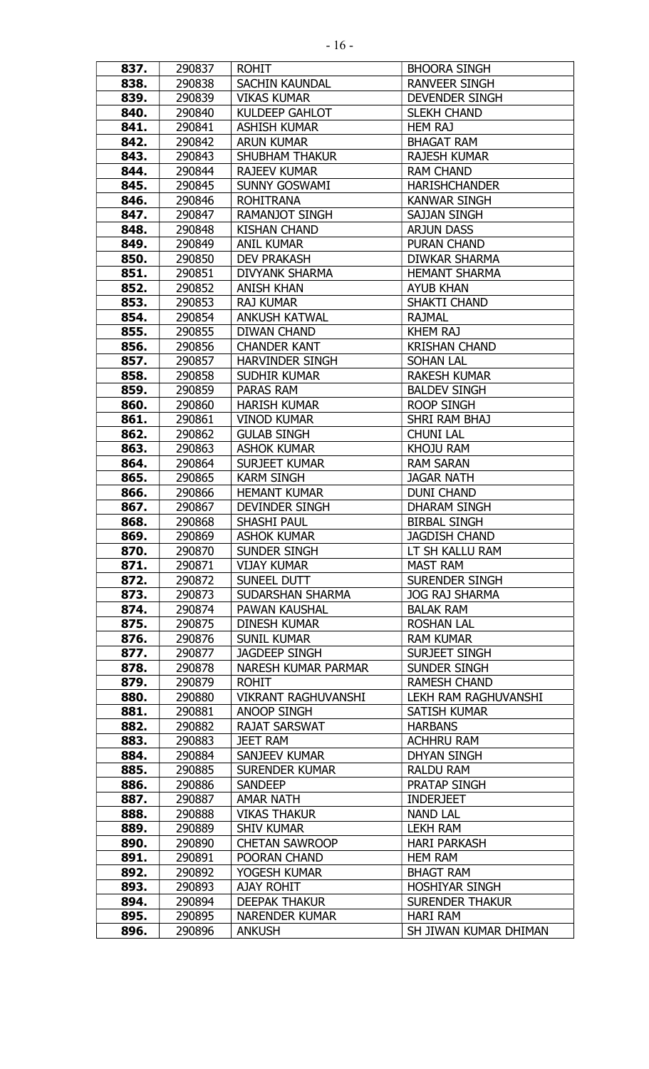| 837. | 290837 | ROHIT | BHOORA SINGH |
|---|---|---|---|
| 838. | 290838 | SACHIN KAUNDAL | RANVEER SINGH |
| 839. | 290839 | VIKAS KUMAR | DEVENDER SINGH |
| 840. | 290840 | KULDEEP GAHLOT | SLEKH CHAND |
| 841. | 290841 | ASHISH KUMAR | HEM RAJ |
| 842. | 290842 | ARUN KUMAR | BHAGAT RAM |
| 843. | 290843 | SHUBHAM THAKUR | RAJESH KUMAR |
| 844. | 290844 | RAJEEV KUMAR | RAM CHAND |
| 845. | 290845 | SUNNY GOSWAMI | HARISHCHANDER |
| 846. | 290846 | ROHITRANA | KANWAR SINGH |
| 847. | 290847 | RAMANJOT SINGH | SAJJAN SINGH |
| 848. | 290848 | KISHAN CHAND | ARJUN DASS |
| 849. | 290849 | ANIL KUMAR | PURAN CHAND |
| 850. | 290850 | DEV PRAKASH | DIWKAR SHARMA |
| 851. | 290851 | DIVYANK SHARMA | HEMANT SHARMA |
| 852. | 290852 | ANISH KHAN | AYUB KHAN |
| 853. | 290853 | RAJ KUMAR | SHAKTI CHAND |
| 854. | 290854 | ANKUSH KATWAL | RAJMAL |
| 855. | 290855 | DIWAN CHAND | KHEM RAJ |
| 856. | 290856 | CHANDER KANT | KRISHAN CHAND |
| 857. | 290857 | HARVINDER SINGH | SOHAN LAL |
| 858. | 290858 | SUDHIR KUMAR | RAKESH KUMAR |
| 859. | 290859 | PARAS RAM | BALDEV SINGH |
| 860. | 290860 | HARISH KUMAR | ROOP SINGH |
| 861. | 290861 | VINOD KUMAR | SHRI RAM BHAJ |
| 862. | 290862 | GULAB SINGH | CHUNI LAL |
| 863. | 290863 | ASHOK KUMAR | KHOJU RAM |
| 864. | 290864 | SURJEET KUMAR | RAM SARAN |
| 865. | 290865 | KARM SINGH | JAGAR NATH |
| 866. | 290866 | HEMANT KUMAR | DUNI CHAND |
| 867. | 290867 | DEVINDER SINGH | DHARAM SINGH |
| 868. | 290868 | SHASHI PAUL | BIRBAL SINGH |
| 869. | 290869 | ASHOK KUMAR | JAGDISH CHAND |
| 870. | 290870 | SUNDER SINGH | LT SH KALLU RAM |
| 871. | 290871 | VIJAY KUMAR | MAST RAM |
| 872. | 290872 | SUNEEL DUTT | SURENDER SINGH |
| 873. | 290873 | SUDARSHAN SHARMA | JOG RAJ SHARMA |
| 874. | 290874 | PAWAN KAUSHAL | BALAK RAM |
| 875. | 290875 | DINESH KUMAR | ROSHAN LAL |
| 876. | 290876 | SUNIL KUMAR | RAM KUMAR |
| 877. | 290877 | JAGDEEP SINGH | SURJEET SINGH |
| 878. | 290878 | NARESH KUMAR PARMAR | SUNDER SINGH |
| 879. | 290879 | ROHIT | RAMESH CHAND |
| 880. | 290880 | VIKRANT RAGHUVANSHI | LEKH RAM RAGHUVANSHI |
| 881. | 290881 | ANOOP SINGH | SATISH KUMAR |
| 882. | 290882 | RAJAT SARSWAT | HARBANS |
| 883. | 290883 | JEET RAM | ACHHRU RAM |
| 884. | 290884 | SANJEEV KUMAR | DHYAN SINGH |
| 885. | 290885 | SURENDER KUMAR | RALDU RAM |
| 886. | 290886 | SANDEEP | PRATAP SINGH |
| 887. | 290887 | AMAR NATH | INDERJEET |
| 888. | 290888 | VIKAS THAKUR | NAND LAL |
| 889. | 290889 | SHIV KUMAR | LEKH RAM |
| 890. | 290890 | CHETAN SAWROOP | HARI PARKASH |
| 891. | 290891 | POORAN CHAND | HEM RAM |
| 892. | 290892 | YOGESH KUMAR | BHAGT RAM |
| 893. | 290893 | AJAY ROHIT | HOSHIYAR SINGH |
| 894. | 290894 | DEEPAK THAKUR | SURENDER THAKUR |
| 895. | 290895 | NARENDER KUMAR | HARI RAM |
| 896. | 290896 | ANKUSH | SH JIWAN KUMAR DHIMAN |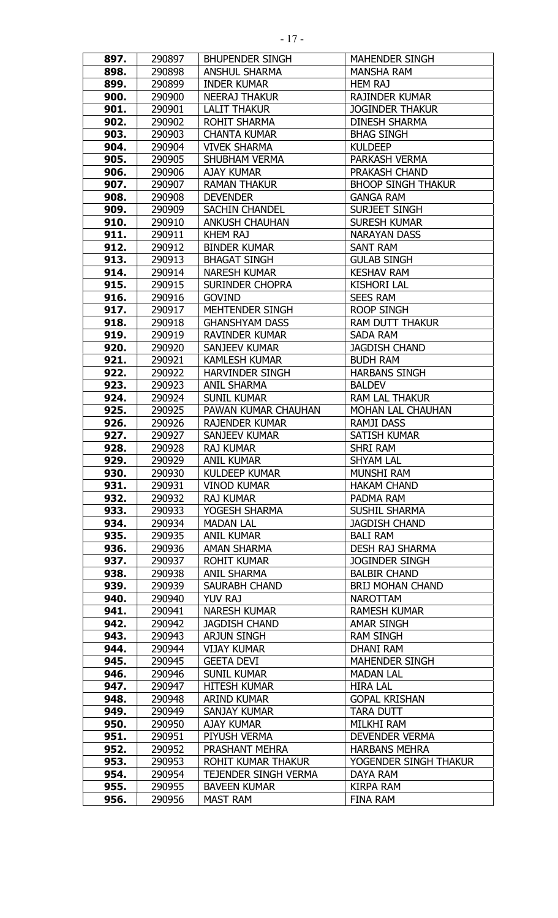| | | | |
|---|---|---|---|
| **897.** | 290897 | BHUPENDER SINGH | MAHENDER SINGH |
| **898.** | 290898 | ANSHUL SHARMA | MANSHA RAM |
| **899.** | 290899 | INDER KUMAR | HEM RAJ |
| **900.** | 290900 | NEERAJ THAKUR | RAJINDER KUMAR |
| **901.** | 290901 | LALIT THAKUR | JOGINDER THAKUR |
| **902.** | 290902 | ROHIT SHARMA | DINESH SHARMA |
| **903.** | 290903 | CHANTA KUMAR | BHAG SINGH |
| **904.** | 290904 | VIVEK SHARMA | KULDEEP |
| **905.** | 290905 | SHUBHAM VERMA | PARKASH VERMA |
| **906.** | 290906 | AJAY KUMAR | PRAKASH CHAND |
| **907.** | 290907 | RAMAN THAKUR | BHOOP SINGH THAKUR |
| **908.** | 290908 | DEVENDER | GANGA RAM |
| **909.** | 290909 | SACHIN CHANDEL | SURJEET SINGH |
| **910.** | 290910 | ANKUSH CHAUHAN | SURESH KUMAR |
| **911.** | 290911 | KHEM RAJ | NARAYAN DASS |
| **912.** | 290912 | BINDER KUMAR | SANT RAM |
| **913.** | 290913 | BHAGAT SINGH | GULAB SINGH |
| **914.** | 290914 | NARESH KUMAR | KESHAV RAM |
| **915.** | 290915 | SURINDER CHOPRA | KISHORI LAL |
| **916.** | 290916 | GOVIND | SEES RAM |
| **917.** | 290917 | MEHTENDER SINGH | ROOP SINGH |
| **918.** | 290918 | GHANSHYAM DASS | RAM DUTT THAKUR |
| **919.** | 290919 | RAVINDER KUMAR | SADA RAM |
| **920.** | 290920 | SANJEEV KUMAR | JAGDISH CHAND |
| **921.** | 290921 | KAMLESH KUMAR | BUDH RAM |
| **922.** | 290922 | HARVINDER SINGH | HARBANS SINGH |
| **923.** | 290923 | ANIL SHARMA | BALDEV |
| **924.** | 290924 | SUNIL KUMAR | RAM LAL THAKUR |
| **925.** | 290925 | PAWAN KUMAR CHAUHAN | MOHAN LAL CHAUHAN |
| **926.** | 290926 | RAJENDER KUMAR | RAMJI DASS |
| **927.** | 290927 | SANJEEV KUMAR | SATISH KUMAR |
| **928.** | 290928 | RAJ KUMAR | SHRI RAM |
| **929.** | 290929 | ANIL KUMAR | SHYAM LAL |
| **930.** | 290930 | KULDEEP KUMAR | MUNSHI RAM |
| **931.** | 290931 | VINOD KUMAR | HAKAM CHAND |
| **932.** | 290932 | RAJ KUMAR | PADMA RAM |
| **933.** | 290933 | YOGESH SHARMA | SUSHIL SHARMA |
| **934.** | 290934 | MADAN LAL | JAGDISH CHAND |
| **935.** | 290935 | ANIL KUMAR | BALI RAM |
| **936.** | 290936 | AMAN SHARMA | DESH RAJ SHARMA |
| **937.** | 290937 | ROHIT KUMAR | JOGINDER SINGH |
| **938.** | 290938 | ANIL SHARMA | BALBIR CHAND |
| **939.** | 290939 | SAURABH CHAND | BRIJ MOHAN CHAND |
| **940.** | 290940 | YUV RAJ | NAROTTAM |
| **941.** | 290941 | NARESH KUMAR | RAMESH KUMAR |
| **942.** | 290942 | JAGDISH CHAND | AMAR SINGH |
| **943.** | 290943 | ARJUN SINGH | RAM SINGH |
| **944.** | 290944 | VIJAY KUMAR | DHANI RAM |
| **945.** | 290945 | GEETA DEVI | MAHENDER SINGH |
| **946.** | 290946 | SUNIL KUMAR | MADAN LAL |
| **947.** | 290947 | HITESH KUMAR | HIRA LAL |
| **948.** | 290948 | ARIND KUMAR | GOPAL KRISHAN |
| **949.** | 290949 | SANJAY KUMAR | TARA DUTT |
| **950.** | 290950 | AJAY KUMAR | MILKHI RAM |
| **951.** | 290951 | PIYUSH VERMA | DEVENDER VERMA |
| **952.** | 290952 | PRASHANT MEHRA | HARBANS MEHRA |
| **953.** | 290953 | ROHIT KUMAR THAKUR | YOGENDER SINGH THAKUR |
| **954.** | 290954 | TEJENDER SINGH VERMA | DAYA RAM |
| **955.** | 290955 | BAVEEN KUMAR | KIRPA RAM |
| **956.** | 290956 | MAST RAM | FINA RAM |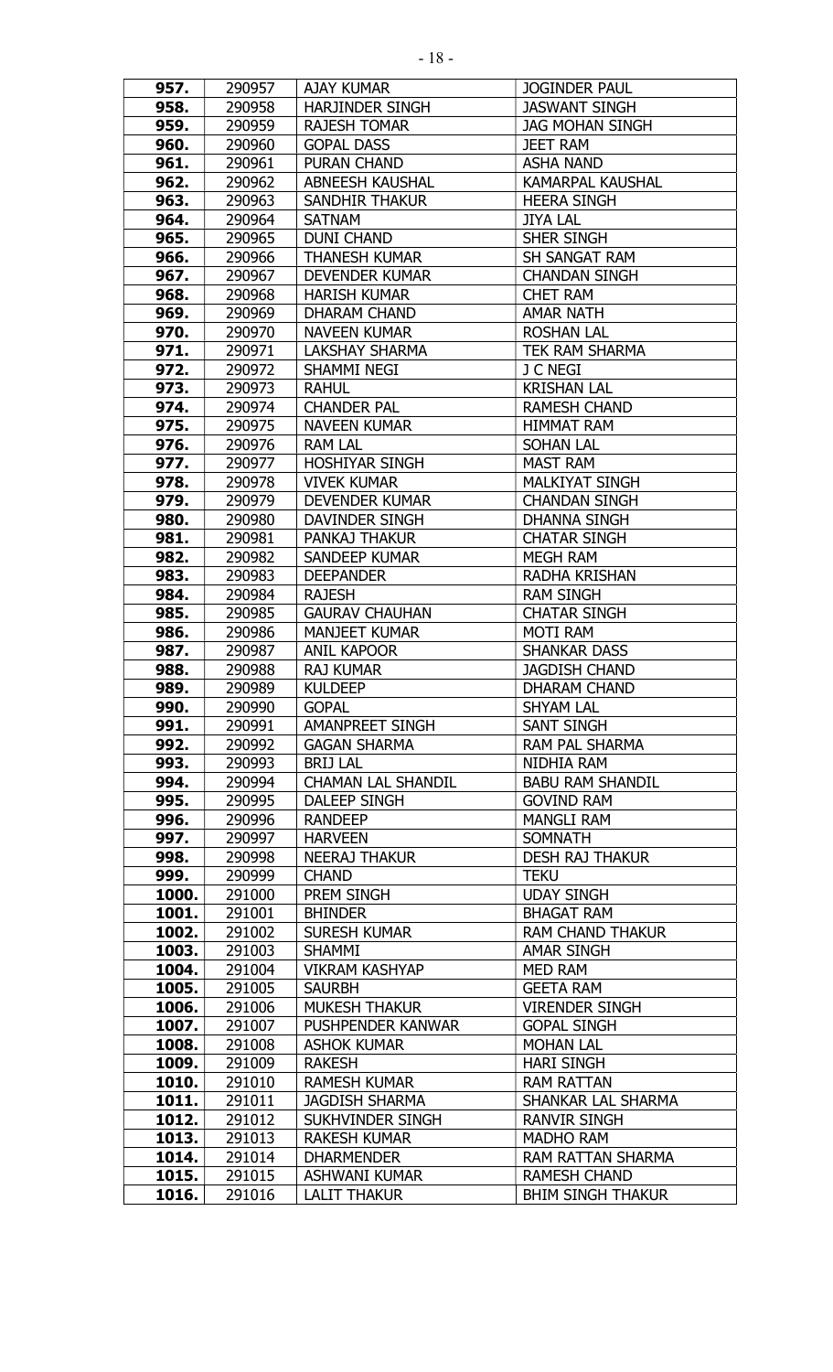| | | | |
|---|---|---|---|
| **957.** | 290957 | AJAY KUMAR | JOGINDER PAUL |
| **958.** | 290958 | HARJINDER SINGH | JASWANT SINGH |
| **959.** | 290959 | RAJESH TOMAR | JAG MOHAN SINGH |
| **960.** | 290960 | GOPAL DASS | JEET RAM |
| **961.** | 290961 | PURAN CHAND | ASHA NAND |
| **962.** | 290962 | ABNEESH KAUSHAL | KAMARPAL KAUSHAL |
| **963.** | 290963 | SANDHIR THAKUR | HEERA SINGH |
| **964.** | 290964 | SATNAM | JIYA LAL |
| **965.** | 290965 | DUNI CHAND | SHER SINGH |
| **966.** | 290966 | THANESH KUMAR | SH SANGAT RAM |
| **967.** | 290967 | DEVENDER KUMAR | CHANDAN SINGH |
| **968.** | 290968 | HARISH KUMAR | CHET RAM |
| **969.** | 290969 | DHARAM CHAND | AMAR NATH |
| **970.** | 290970 | NAVEEN KUMAR | ROSHAN LAL |
| **971.** | 290971 | LAKSHAY SHARMA | TEK RAM SHARMA |
| **972.** | 290972 | SHAMMI NEGI | J C NEGI |
| **973.** | 290973 | RAHUL | KRISHAN LAL |
| **974.** | 290974 | CHANDER PAL | RAMESH CHAND |
| **975.** | 290975 | NAVEEN KUMAR | HIMMAT RAM |
| **976.** | 290976 | RAM LAL | SOHAN LAL |
| **977.** | 290977 | HOSHIYAR SINGH | MAST RAM |
| **978.** | 290978 | VIVEK KUMAR | MALKIYAT SINGH |
| **979.** | 290979 | DEVENDER KUMAR | CHANDAN SINGH |
| **980.** | 290980 | DAVINDER SINGH | DHANNA SINGH |
| **981.** | 290981 | PANKAJ THAKUR | CHATAR SINGH |
| **982.** | 290982 | SANDEEP KUMAR | MEGH RAM |
| **983.** | 290983 | DEEPANDER | RADHA KRISHAN |
| **984.** | 290984 | RAJESH | RAM SINGH |
| **985.** | 290985 | GAURAV CHAUHAN | CHATAR SINGH |
| **986.** | 290986 | MANJEET KUMAR | MOTI RAM |
| **987.** | 290987 | ANIL KAPOOR | SHANKAR DASS |
| **988.** | 290988 | RAJ KUMAR | JAGDISH CHAND |
| **989.** | 290989 | KULDEEP | DHARAM CHAND |
| **990.** | 290990 | GOPAL | SHYAM LAL |
| **991.** | 290991 | AMANPREET SINGH | SANT SINGH |
| **992.** | 290992 | GAGAN SHARMA | RAM PAL SHARMA |
| **993.** | 290993 | BRIJ LAL | NIDHIA RAM |
| **994.** | 290994 | CHAMAN LAL SHANDIL | BABU RAM SHANDIL |
| **995.** | 290995 | DALEEP SINGH | GOVIND RAM |
| **996.** | 290996 | RANDEEP | MANGLI RAM |
| **997.** | 290997 | HARVEEN | SOMNATH |
| **998.** | 290998 | NEERAJ THAKUR | DESH RAJ THAKUR |
| **999.** | 290999 | CHAND | TEKU |
| **1000.** | 291000 | PREM SINGH | UDAY SINGH |
| **1001.** | 291001 | BHINDER | BHAGAT RAM |
| **1002.** | 291002 | SURESH KUMAR | RAM CHAND THAKUR |
| **1003.** | 291003 | SHAMMI | AMAR SINGH |
| **1004.** | 291004 | VIKRAM KASHYAP | MED RAM |
| **1005.** | 291005 | SAURBH | GEETA RAM |
| **1006.** | 291006 | MUKESH THAKUR | VIRENDER SINGH |
| **1007.** | 291007 | PUSHPENDER KANWAR | GOPAL SINGH |
| **1008.** | 291008 | ASHOK KUMAR | MOHAN LAL |
| **1009.** | 291009 | RAKESH | HARI SINGH |
| **1010.** | 291010 | RAMESH KUMAR | RAM RATTAN |
| **1011.** | 291011 | JAGDISH SHARMA | SHANKAR LAL SHARMA |
| **1012.** | 291012 | SUKHVINDER SINGH | RANVIR SINGH |
| **1013.** | 291013 | RAKESH KUMAR | MADHO RAM |
| **1014.** | 291014 | DHARMENDER | RAM RATTAN SHARMA |
| **1015.** | 291015 | ASHWANI KUMAR | RAMESH CHAND |
| **1016.** | 291016 | LALIT THAKUR | BHIM SINGH THAKUR |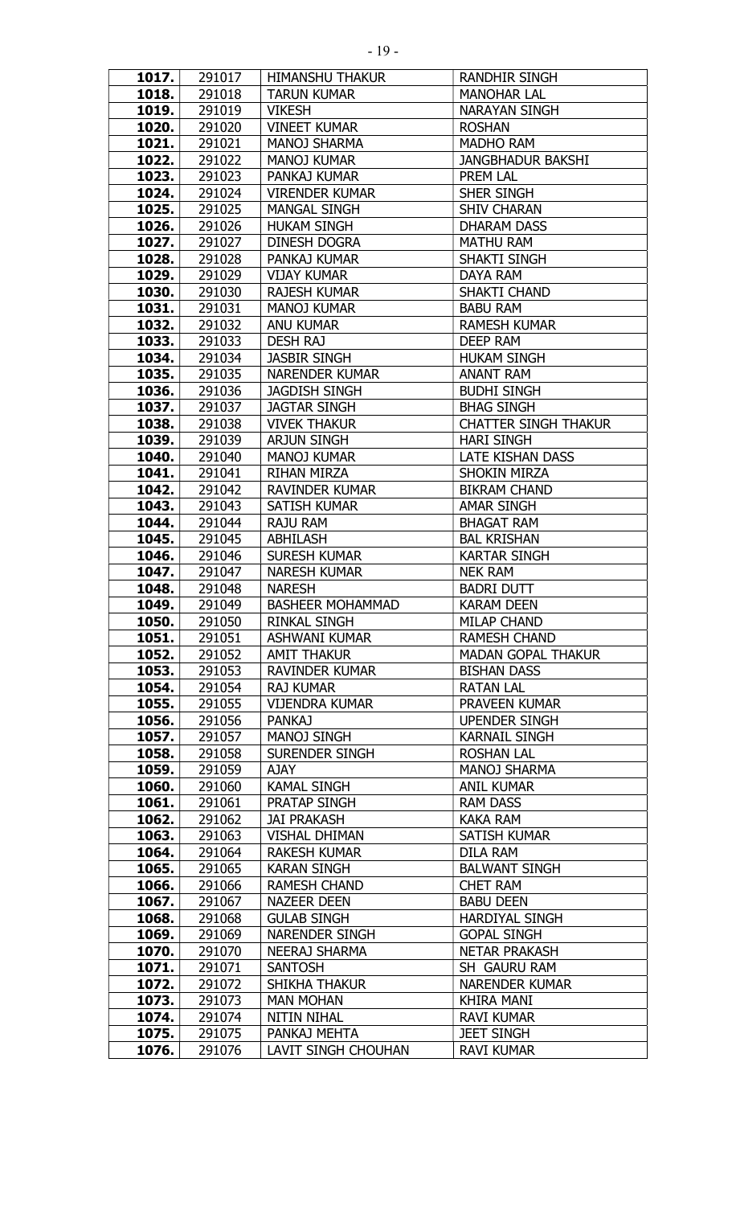| 1017. | 291017 | HIMANSHU THAKUR | RANDHIR SINGH |
|---|---|---|---|
| 1018. | 291018 | TARUN KUMAR | MANOHAR LAL |
| 1019. | 291019 | VIKESH | NARAYAN SINGH |
| 1020. | 291020 | VINEET KUMAR | ROSHAN |
| 1021. | 291021 | MANOJ SHARMA | MADHO RAM |
| 1022. | 291022 | MANOJ KUMAR | JANGBHADUR BAKSHI |
| 1023. | 291023 | PANKAJ KUMAR | PREM LAL |
| 1024. | 291024 | VIRENDER KUMAR | SHER SINGH |
| 1025. | 291025 | MANGAL SINGH | SHIV CHARAN |
| 1026. | 291026 | HUKAM SINGH | DHARAM DASS |
| 1027. | 291027 | DINESH DOGRA | MATHU RAM |
| 1028. | 291028 | PANKAJ KUMAR | SHAKTI SINGH |
| 1029. | 291029 | VIJAY KUMAR | DAYA RAM |
| 1030. | 291030 | RAJESH KUMAR | SHAKTI CHAND |
| 1031. | 291031 | MANOJ KUMAR | BABU RAM |
| 1032. | 291032 | ANU KUMAR | RAMESH KUMAR |
| 1033. | 291033 | DESH RAJ | DEEP RAM |
| 1034. | 291034 | JASBIR SINGH | HUKAM SINGH |
| 1035. | 291035 | NARENDER KUMAR | ANANT RAM |
| 1036. | 291036 | JAGDISH SINGH | BUDHI SINGH |
| 1037. | 291037 | JAGTAR SINGH | BHAG SINGH |
| 1038. | 291038 | VIVEK THAKUR | CHATTER SINGH THAKUR |
| 1039. | 291039 | ARJUN SINGH | HARI SINGH |
| 1040. | 291040 | MANOJ KUMAR | LATE KISHAN DASS |
| 1041. | 291041 | RIHAN MIRZA | SHOKIN MIRZA |
| 1042. | 291042 | RAVINDER KUMAR | BIKRAM CHAND |
| 1043. | 291043 | SATISH KUMAR | AMAR SINGH |
| 1044. | 291044 | RAJU RAM | BHAGAT RAM |
| 1045. | 291045 | ABHILASH | BAL KRISHAN |
| 1046. | 291046 | SURESH KUMAR | KARTAR SINGH |
| 1047. | 291047 | NARESH KUMAR | NEK RAM |
| 1048. | 291048 | NARESH | BADRI DUTT |
| 1049. | 291049 | BASHEER MOHAMMAD | KARAM DEEN |
| 1050. | 291050 | RINKAL SINGH | MILAP CHAND |
| 1051. | 291051 | ASHWANI KUMAR | RAMESH CHAND |
| 1052. | 291052 | AMIT THAKUR | MADAN GOPAL THAKUR |
| 1053. | 291053 | RAVINDER KUMAR | BISHAN DASS |
| 1054. | 291054 | RAJ KUMAR | RATAN LAL |
| 1055. | 291055 | VIJENDRA KUMAR | PRAVEEN KUMAR |
| 1056. | 291056 | PANKAJ | UPENDER SINGH |
| 1057. | 291057 | MANOJ SINGH | KARNAIL SINGH |
| 1058. | 291058 | SURENDER SINGH | ROSHAN LAL |
| 1059. | 291059 | AJAY | MANOJ SHARMA |
| 1060. | 291060 | KAMAL SINGH | ANIL KUMAR |
| 1061. | 291061 | PRATAP SINGH | RAM DASS |
| 1062. | 291062 | JAI PRAKASH | KAKA RAM |
| 1063. | 291063 | VISHAL DHIMAN | SATISH KUMAR |
| 1064. | 291064 | RAKESH KUMAR | DILA RAM |
| 1065. | 291065 | KARAN SINGH | BALWANT SINGH |
| 1066. | 291066 | RAMESH CHAND | CHET RAM |
| 1067. | 291067 | NAZEER DEEN | BABU DEEN |
| 1068. | 291068 | GULAB SINGH | HARDIYAL SINGH |
| 1069. | 291069 | NARENDER SINGH | GOPAL SINGH |
| 1070. | 291070 | NEERAJ SHARMA | NETAR PRAKASH |
| 1071. | 291071 | SANTOSH | SH GAURU RAM |
| 1072. | 291072 | SHIKHA THAKUR | NARENDER KUMAR |
| 1073. | 291073 | MAN MOHAN | KHIRA MANI |
| 1074. | 291074 | NITIN NIHAL | RAVI KUMAR |
| 1075. | 291075 | PANKAJ MEHTA | JEET SINGH |
| 1076. | 291076 | LAVIT SINGH CHOUHAN | RAVI KUMAR |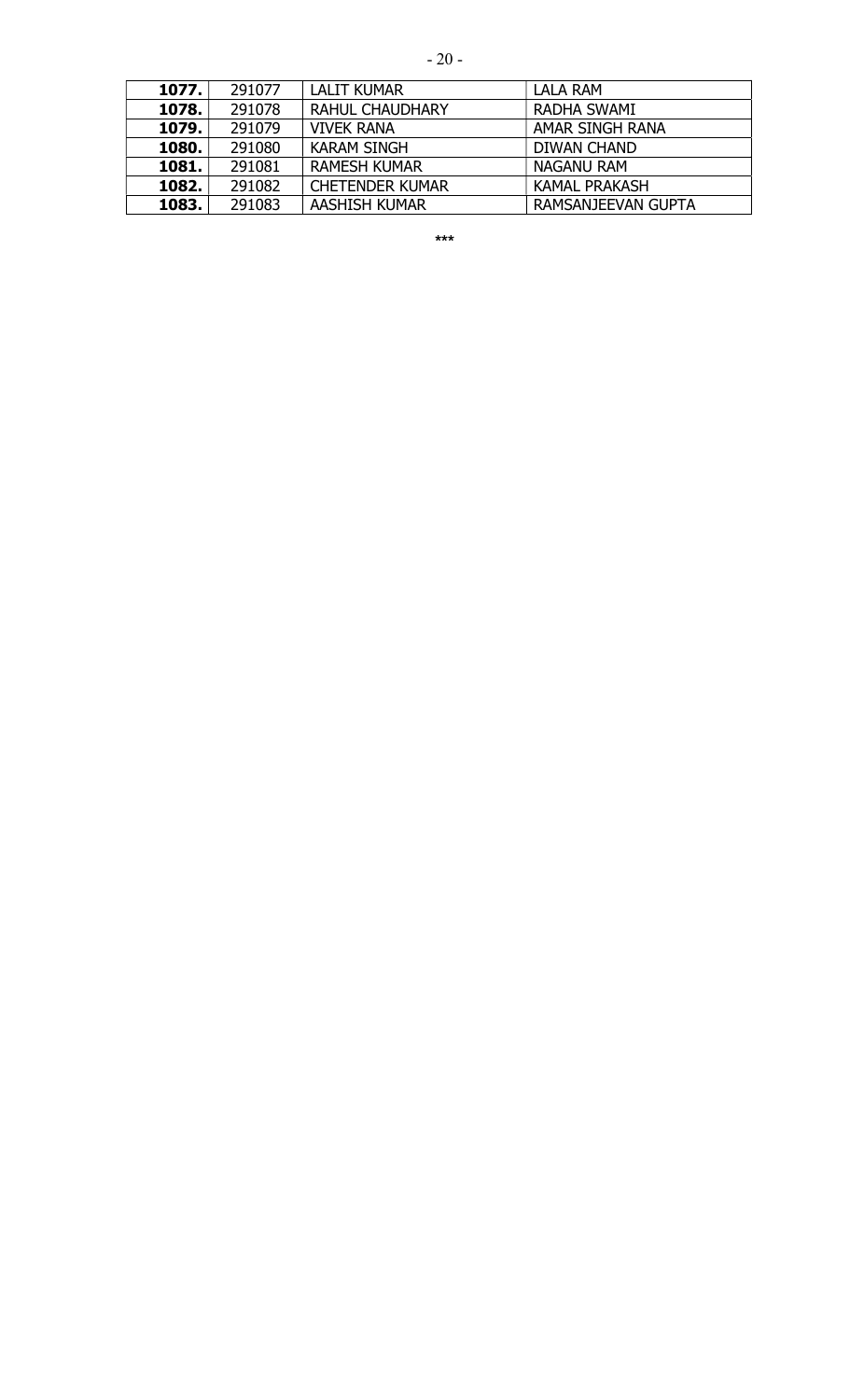| | | | |
|---|---|---|---|
| **1077.** | 291077 | LALIT KUMAR | LALA RAM |
| **1078.** | 291078 | RAHUL CHAUDHARY | RADHA SWAMI |
| **1079.** | 291079 | VIVEK RANA | AMAR SINGH RANA |
| **1080.** | 291080 | KARAM SINGH | DIWAN CHAND |
| **1081.** | 291081 | RAMESH KUMAR | NAGANU RAM |
| **1082.** | 291082 | CHETENDER KUMAR | KAMAL PRAKASH |
| **1083.** | 291083 | AASHISH KUMAR | RAMSANJEEVAN GUPTA |

***